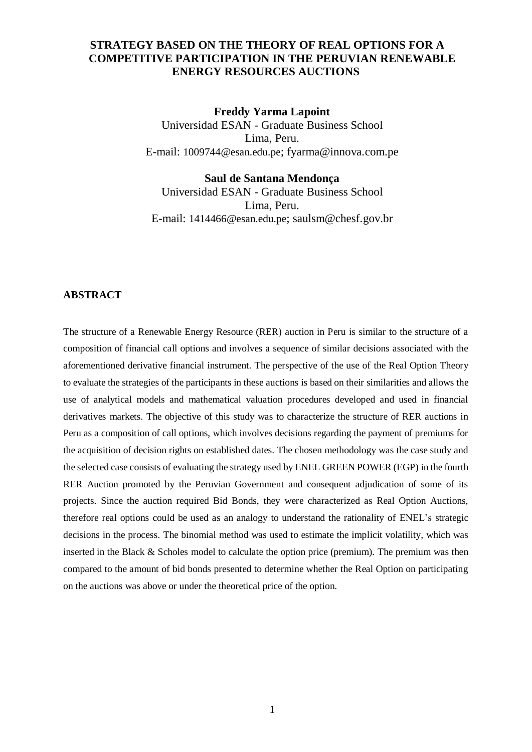# STRATEGY BASED ON THE THEORY OF REAL OPTIONS FOR A COMPETITIVE PARTICIPATION IN THE PERUVIAN RENEWABLE ENERGY RESOURCES AUCTIONS

**Freddy Yarma Lapoint**
Universidad ESAN - Graduate Business School
Lima, Peru.
E-mail: 1009744@esan.edu.pe; fyarma@innova.com.pe

**Saul de Santana Mendonça**
Universidad ESAN - Graduate Business School
Lima, Peru.
E-mail: 1414466@esan.edu.pe; saulsm@chesf.gov.br

## ABSTRACT

The structure of a Renewable Energy Resource (RER) auction in Peru is similar to the structure of a composition of financial call options and involves a sequence of similar decisions associated with the aforementioned derivative financial instrument. The perspective of the use of the Real Option Theory to evaluate the strategies of the participants in these auctions is based on their similarities and allows the use of analytical models and mathematical valuation procedures developed and used in financial derivatives markets. The objective of this study was to characterize the structure of RER auctions in Peru as a composition of call options, which involves decisions regarding the payment of premiums for the acquisition of decision rights on established dates. The chosen methodology was the case study and the selected case consists of evaluating the strategy used by ENEL GREEN POWER (EGP) in the fourth RER Auction promoted by the Peruvian Government and consequent adjudication of some of its projects. Since the auction required Bid Bonds, they were characterized as Real Option Auctions, therefore real options could be used as an analogy to understand the rationality of ENEL's strategic decisions in the process. The binomial method was used to estimate the implicit volatility, which was inserted in the Black & Scholes model to calculate the option price (premium). The premium was then compared to the amount of bid bonds presented to determine whether the Real Option on participating on the auctions was above or under the theoretical price of the option.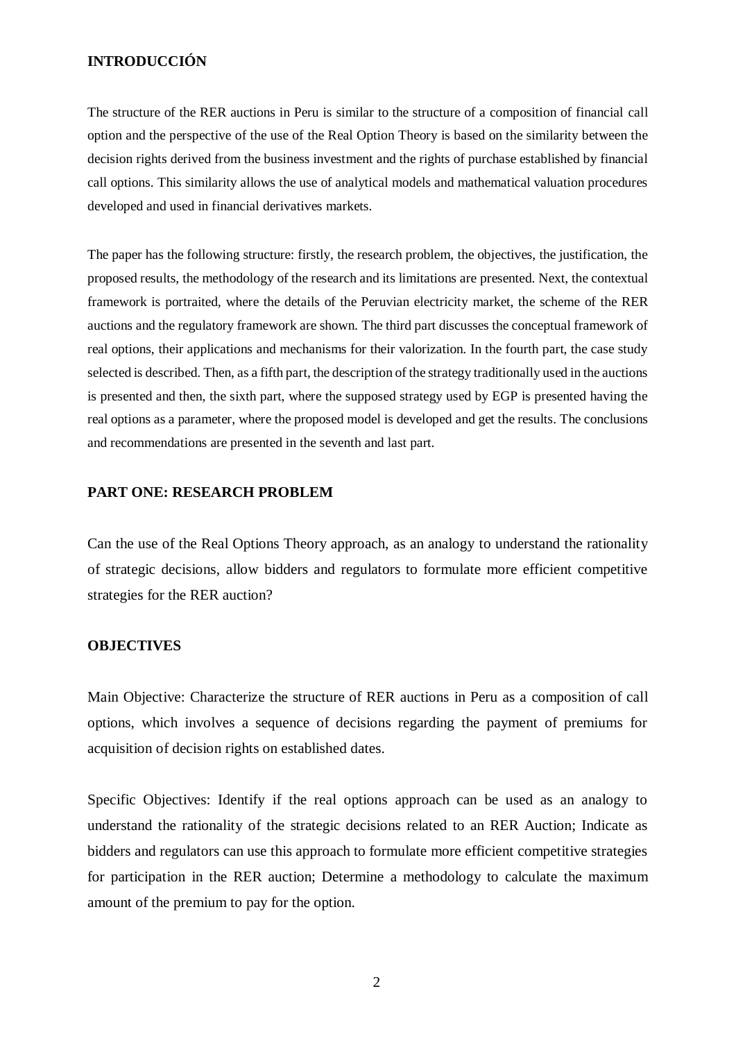## INTRODUCCIÓN

The structure of the RER auctions in Peru is similar to the structure of a composition of financial call option and the perspective of the use of the Real Option Theory is based on the similarity between the decision rights derived from the business investment and the rights of purchase established by financial call options. This similarity allows the use of analytical models and mathematical valuation procedures developed and used in financial derivatives markets.

The paper has the following structure: firstly, the research problem, the objectives, the justification, the proposed results, the methodology of the research and its limitations are presented. Next, the contextual framework is portraited, where the details of the Peruvian electricity market, the scheme of the RER auctions and the regulatory framework are shown. The third part discusses the conceptual framework of real options, their applications and mechanisms for their valorization. In the fourth part, the case study selected is described. Then, as a fifth part, the description of the strategy traditionally used in the auctions is presented and then, the sixth part, where the supposed strategy used by EGP is presented having the real options as a parameter, where the proposed model is developed and get the results. The conclusions and recommendations are presented in the seventh and last part.

## PART ONE: RESEARCH PROBLEM

Can the use of the Real Options Theory approach, as an analogy to understand the rationality of strategic decisions, allow bidders and regulators to formulate more efficient competitive strategies for the RER auction?

## OBJECTIVES

Main Objective: Characterize the structure of RER auctions in Peru as a composition of call options, which involves a sequence of decisions regarding the payment of premiums for acquisition of decision rights on established dates.

Specific Objectives: Identify if the real options approach can be used as an analogy to understand the rationality of the strategic decisions related to an RER Auction; Indicate as bidders and regulators can use this approach to formulate more efficient competitive strategies for participation in the RER auction; Determine a methodology to calculate the maximum amount of the premium to pay for the option.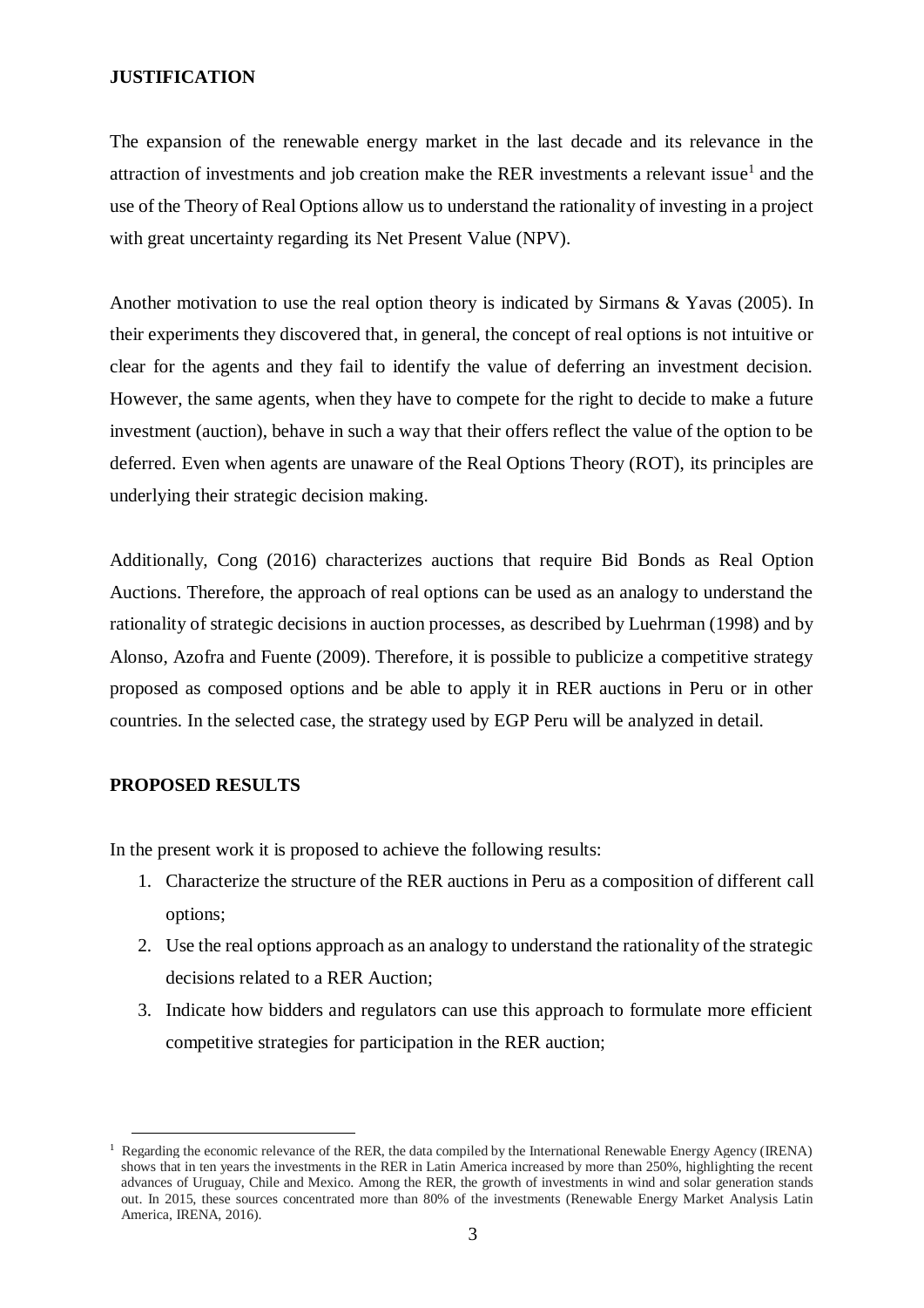## JUSTIFICATION

The expansion of the renewable energy market in the last decade and its relevance in the attraction of investments and job creation make the RER investments a relevant issue[1] and the use of the Theory of Real Options allow us to understand the rationality of investing in a project with great uncertainty regarding its Net Present Value (NPV).

Another motivation to use the real option theory is indicated by Sirmans & Yavas (2005). In their experiments they discovered that, in general, the concept of real options is not intuitive or clear for the agents and they fail to identify the value of deferring an investment decision. However, the same agents, when they have to compete for the right to decide to make a future investment (auction), behave in such a way that their offers reflect the value of the option to be deferred. Even when agents are unaware of the Real Options Theory (ROT), its principles are underlying their strategic decision making.

Additionally, Cong (2016) characterizes auctions that require Bid Bonds as Real Option Auctions. Therefore, the approach of real options can be used as an analogy to understand the rationality of strategic decisions in auction processes, as described by Luehrman (1998) and by Alonso, Azofra and Fuente (2009). Therefore, it is possible to publicize a competitive strategy proposed as composed options and be able to apply it in RER auctions in Peru or in other countries. In the selected case, the strategy used by EGP Peru will be analyzed in detail.

## PROPOSED RESULTS

In the present work it is proposed to achieve the following results:

1. Characterize the structure of the RER auctions in Peru as a composition of different call options;
2. Use the real options approach as an analogy to understand the rationality of the strategic decisions related to a RER Auction;
3. Indicate how bidders and regulators can use this approach to formulate more efficient competitive strategies for participation in the RER auction;

---

[1] Regarding the economic relevance of the RER, the data compiled by the International Renewable Energy Agency (IRENA) shows that in ten years the investments in the RER in Latin America increased by more than 250%, highlighting the recent advances of Uruguay, Chile and Mexico. Among the RER, the growth of investments in wind and solar generation stands out. In 2015, these sources concentrated more than 80% of the investments (Renewable Energy Market Analysis Latin America, IRENA, 2016).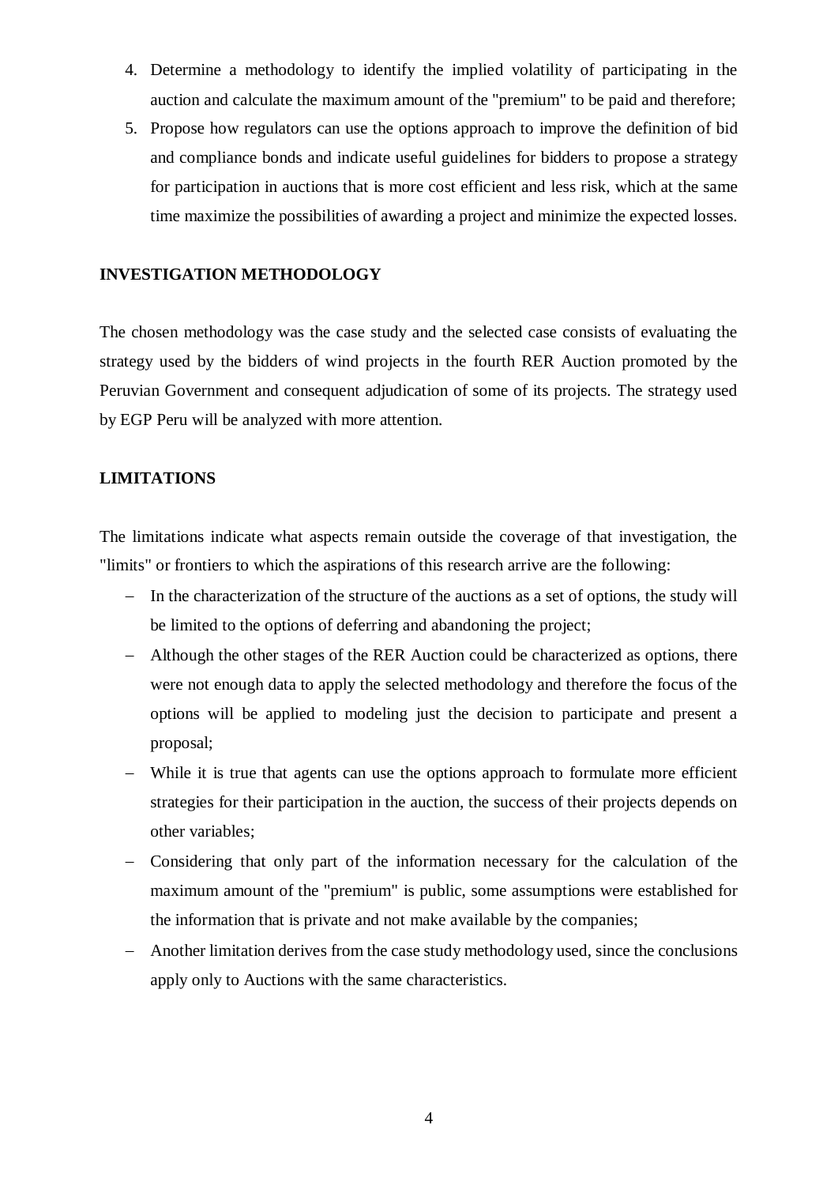4. Determine a methodology to identify the implied volatility of participating in the auction and calculate the maximum amount of the "premium" to be paid and therefore;
5. Propose how regulators can use the options approach to improve the definition of bid and compliance bonds and indicate useful guidelines for bidders to propose a strategy for participation in auctions that is more cost efficient and less risk, which at the same time maximize the possibilities of awarding a project and minimize the expected losses.

**INVESTIGATION METHODOLOGY**

The chosen methodology was the case study and the selected case consists of evaluating the strategy used by the bidders of wind projects in the fourth RER Auction promoted by the Peruvian Government and consequent adjudication of some of its projects. The strategy used by EGP Peru will be analyzed with more attention.

**LIMITATIONS**

The limitations indicate what aspects remain outside the coverage of that investigation, the "limits" or frontiers to which the aspirations of this research arrive are the following:

- In the characterization of the structure of the auctions as a set of options, the study will be limited to the options of deferring and abandoning the project;
- Although the other stages of the RER Auction could be characterized as options, there were not enough data to apply the selected methodology and therefore the focus of the options will be applied to modeling just the decision to participate and present a proposal;
- While it is true that agents can use the options approach to formulate more efficient strategies for their participation in the auction, the success of their projects depends on other variables;
- Considering that only part of the information necessary for the calculation of the maximum amount of the "premium" is public, some assumptions were established for the information that is private and not make available by the companies;
- Another limitation derives from the case study methodology used, since the conclusions apply only to Auctions with the same characteristics.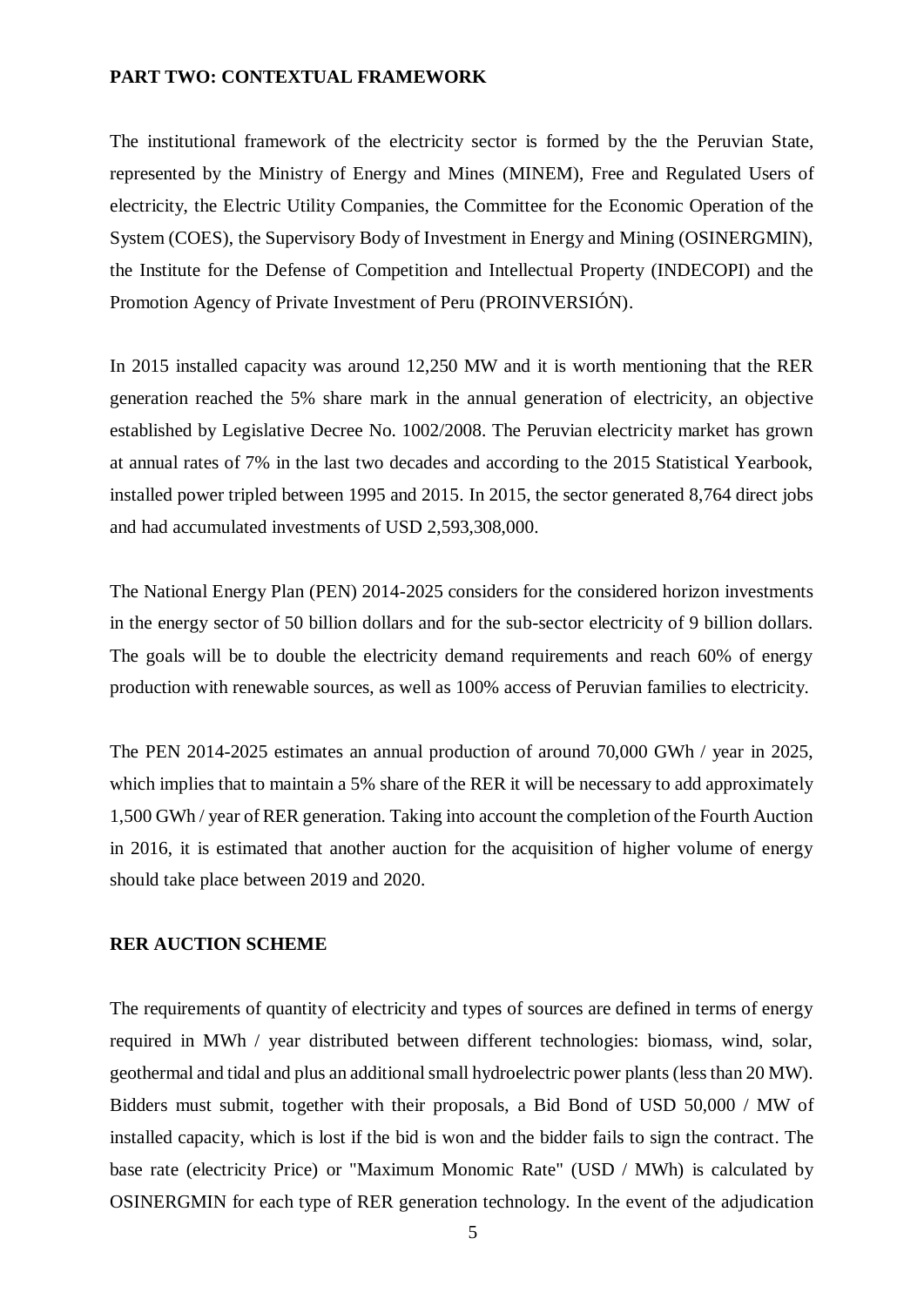**PART TWO: CONTEXTUAL FRAMEWORK**

The institutional framework of the electricity sector is formed by the the Peruvian State, represented by the Ministry of Energy and Mines (MINEM), Free and Regulated Users of electricity, the Electric Utility Companies, the Committee for the Economic Operation of the System (COES), the Supervisory Body of Investment in Energy and Mining (OSINERGMIN), the Institute for the Defense of Competition and Intellectual Property (INDECOPI) and the Promotion Agency of Private Investment of Peru (PROINVERSIÓN).

In 2015 installed capacity was around 12,250 MW and it is worth mentioning that the RER generation reached the 5% share mark in the annual generation of electricity, an objective established by Legislative Decree No. 1002/2008. The Peruvian electricity market has grown at annual rates of 7% in the last two decades and according to the 2015 Statistical Yearbook, installed power tripled between 1995 and 2015. In 2015, the sector generated 8,764 direct jobs and had accumulated investments of USD 2,593,308,000.

The National Energy Plan (PEN) 2014-2025 considers for the considered horizon investments in the energy sector of 50 billion dollars and for the sub-sector electricity of 9 billion dollars. The goals will be to double the electricity demand requirements and reach 60% of energy production with renewable sources, as well as 100% access of Peruvian families to electricity.

The PEN 2014-2025 estimates an annual production of around 70,000 GWh / year in 2025, which implies that to maintain a 5% share of the RER it will be necessary to add approximately 1,500 GWh / year of RER generation. Taking into account the completion of the Fourth Auction in 2016, it is estimated that another auction for the acquisition of higher volume of energy should take place between 2019 and 2020.

**RER AUCTION SCHEME**

The requirements of quantity of electricity and types of sources are defined in terms of energy required in MWh / year distributed between different technologies: biomass, wind, solar, geothermal and tidal and plus an additional small hydroelectric power plants (less than 20 MW). Bidders must submit, together with their proposals, a Bid Bond of USD 50,000 / MW of installed capacity, which is lost if the bid is won and the bidder fails to sign the contract. The base rate (electricity Price) or "Maximum Monomic Rate" (USD / MWh) is calculated by OSINERGMIN for each type of RER generation technology. In the event of the adjudication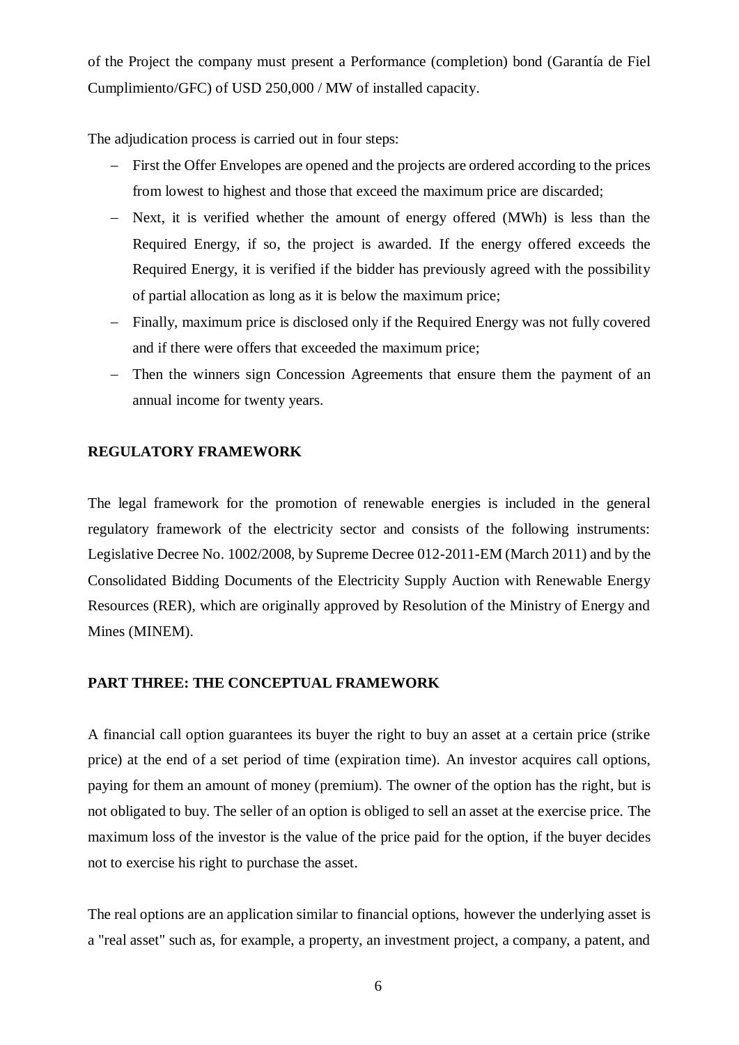of the Project the company must present a Performance (completion) bond (Garantía de Fiel Cumplimiento/GFC) of USD 250,000 / MW of installed capacity.

The adjudication process is carried out in four steps:

- First the Offer Envelopes are opened and the projects are ordered according to the prices from lowest to highest and those that exceed the maximum price are discarded;
- Next, it is verified whether the amount of energy offered (MWh) is less than the Required Energy, if so, the project is awarded. If the energy offered exceeds the Required Energy, it is verified if the bidder has previously agreed with the possibility of partial allocation as long as it is below the maximum price;
- Finally, maximum price is disclosed only if the Required Energy was not fully covered and if there were offers that exceeded the maximum price;
- Then the winners sign Concession Agreements that ensure them the payment of an annual income for twenty years.

**REGULATORY FRAMEWORK**

The legal framework for the promotion of renewable energies is included in the general regulatory framework of the electricity sector and consists of the following instruments: Legislative Decree No. 1002/2008, by Supreme Decree 012-2011-EM (March 2011) and by the Consolidated Bidding Documents of the Electricity Supply Auction with Renewable Energy Resources (RER), which are originally approved by Resolution of the Ministry of Energy and Mines (MINEM).

**PART THREE: THE CONCEPTUAL FRAMEWORK**

A financial call option guarantees its buyer the right to buy an asset at a certain price (strike price) at the end of a set period of time (expiration time). An investor acquires call options, paying for them an amount of money (premium). The owner of the option has the right, but is not obligated to buy. The seller of an option is obliged to sell an asset at the exercise price. The maximum loss of the investor is the value of the price paid for the option, if the buyer decides not to exercise his right to purchase the asset.

The real options are an application similar to financial options, however the underlying asset is a "real asset" such as, for example, a property, an investment project, a company, a patent, and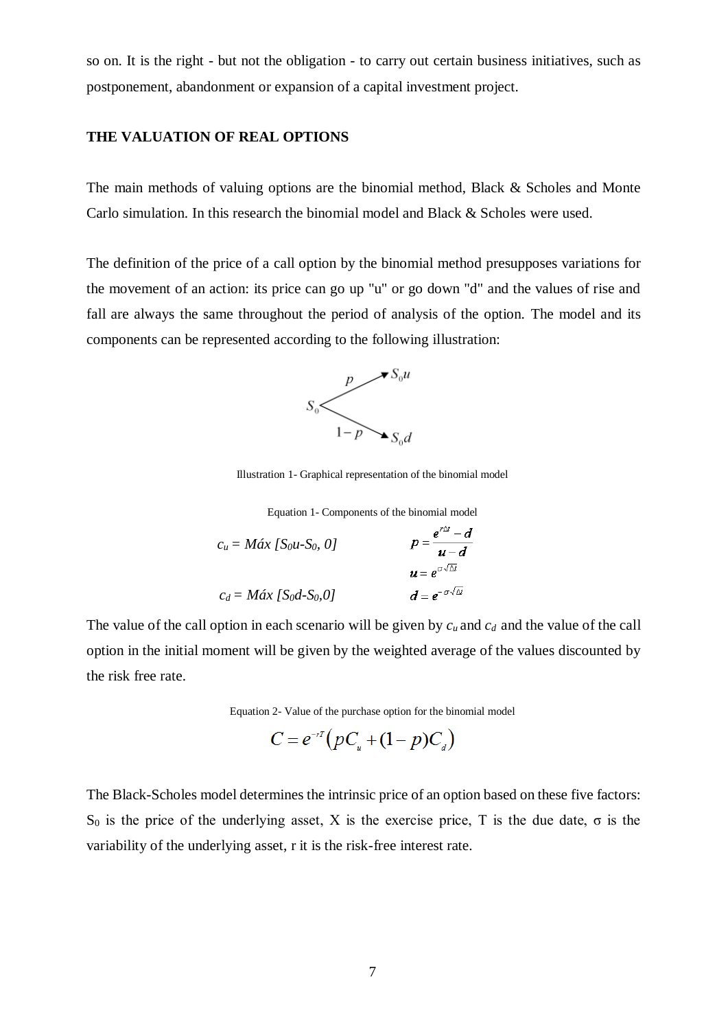so on. It is the right - but not the obligation - to carry out certain business initiatives, such as postponement, abandonment or expansion of a capital investment project.

## THE VALUATION OF REAL OPTIONS

The main methods of valuing options are the binomial method, Black & Scholes and Monte Carlo simulation. In this research the binomial model and Black & Scholes were used.

The definition of the price of a call option by the binomial method presupposes variations for the movement of an action: its price can go up "u" or go down "d" and the values of rise and fall are always the same throughout the period of analysis of the option. The model and its components can be represented according to the following illustration:

$$S_0 \xrightarrow{p} S_0 u \qquad S_0 \xrightarrow{1-p} S_0 d$$

Illustration 1- Graphical representation of the binomial model

Equation 1- Components of the binomial model

$$c_u = Máx\,[S_0u - S_0,\ 0] \qquad p = \frac{e^{r\Delta t} - d}{u - d}$$

$$u = e^{\sigma\sqrt{\Delta t}}$$

$$c_d = Máx\,[S_0d - S_0, 0] \qquad d = e^{-\sigma\sqrt{\Delta t}}$$

The value of the call option in each scenario will be given by $c_u$ and $c_d$ and the value of the call option in the initial moment will be given by the weighted average of the values discounted by the risk free rate.

Equation 2- Value of the purchase option for the binomial model

$$C = e^{-rT}\left(pC_u + (1-p)C_d\right)$$

The Black-Scholes model determines the intrinsic price of an option based on these five factors: $S_0$ is the price of the underlying asset, X is the exercise price, T is the due date, $\sigma$ is the variability of the underlying asset, r it is the risk-free interest rate.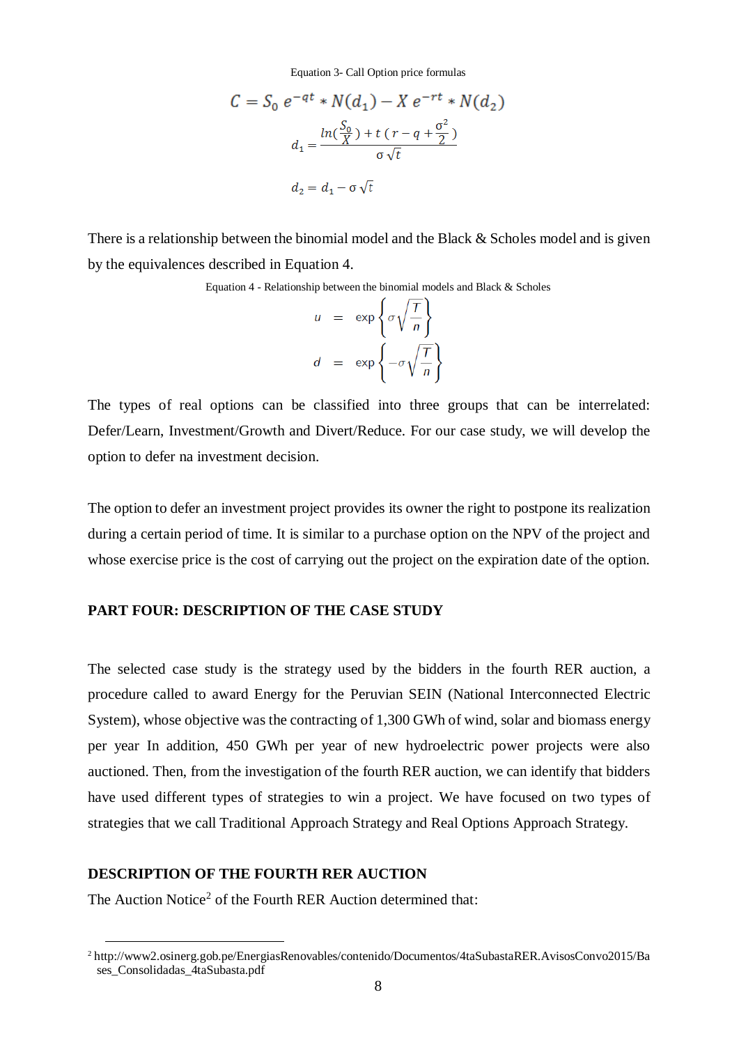Equation 3- Call Option price formulas

$$C = S_0\, e^{-qt} * N(d_1) - X\, e^{-rt} * N(d_2)$$

$$d_1 = \frac{ln(\frac{S_0}{X}) + t\,(r - q + \frac{\sigma^2}{2})}{\sigma\sqrt{t}}$$

$$d_2 = d_1 - \sigma\sqrt{t}$$

There is a relationship between the binomial model and the Black & Scholes model and is given by the equivalences described in Equation 4.

Equation 4 - Relationship between the binomial models and Black & Scholes

$$u = \exp\left\{\sigma\sqrt{\frac{T}{n}}\right\}$$

$$d = \exp\left\{-\sigma\sqrt{\frac{T}{n}}\right\}$$

The types of real options can be classified into three groups that can be interrelated: Defer/Learn, Investment/Growth and Divert/Reduce. For our case study, we will develop the option to defer na investment decision.

The option to defer an investment project provides its owner the right to postpone its realization during a certain period of time. It is similar to a purchase option on the NPV of the project and whose exercise price is the cost of carrying out the project on the expiration date of the option.

## PART FOUR: DESCRIPTION OF THE CASE STUDY

The selected case study is the strategy used by the bidders in the fourth RER auction, a procedure called to award Energy for the Peruvian SEIN (National Interconnected Electric System), whose objective was the contracting of 1,300 GWh of wind, solar and biomass energy per year In addition, 450 GWh per year of new hydroelectric power projects were also auctioned. Then, from the investigation of the fourth RER auction, we can identify that bidders have used different types of strategies to win a project. We have focused on two types of strategies that we call Traditional Approach Strategy and Real Options Approach Strategy.

## DESCRIPTION OF THE FOURTH RER AUCTION

The Auction Notice[2] of the Fourth RER Auction determined that:

[2] http://www2.osinerg.gob.pe/EnergiasRenovables/contenido/4taSubastaRER.AvisosConvo2015/Bases_Consolidadas_4taSubasta.pdf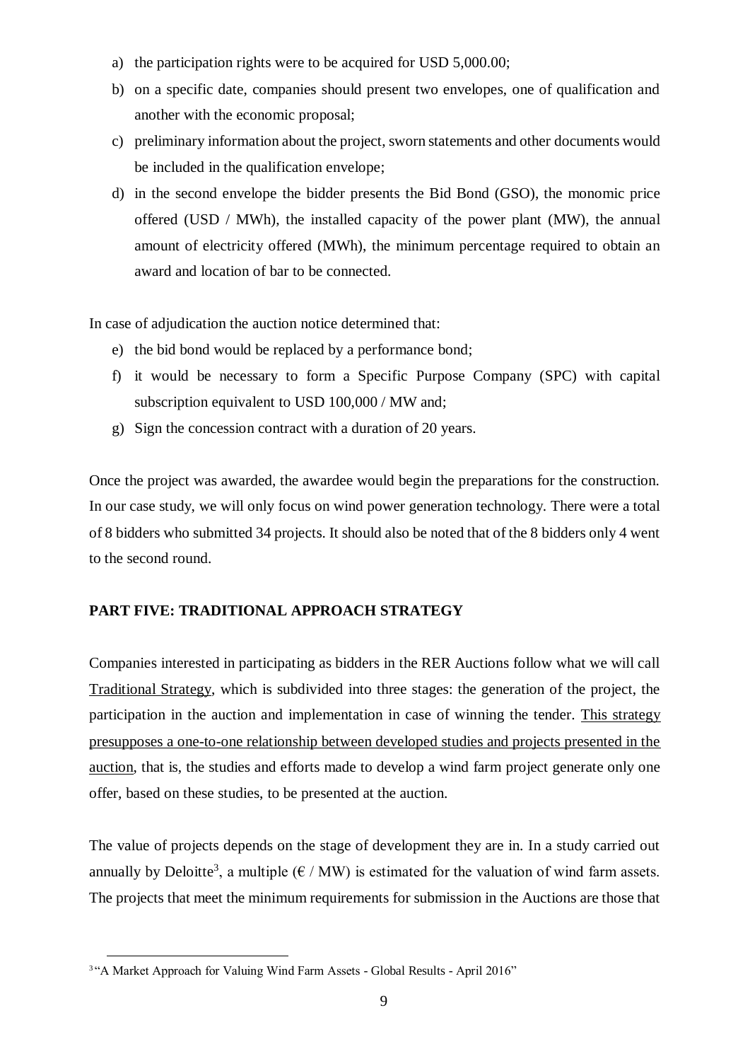a) the participation rights were to be acquired for USD 5,000.00;
b) on a specific date, companies should present two envelopes, one of qualification and another with the economic proposal;
c) preliminary information about the project, sworn statements and other documents would be included in the qualification envelope;
d) in the second envelope the bidder presents the Bid Bond (GSO), the monomic price offered (USD / MWh), the installed capacity of the power plant (MW), the annual amount of electricity offered (MWh), the minimum percentage required to obtain an award and location of bar to be connected.

In case of adjudication the auction notice determined that:

e) the bid bond would be replaced by a performance bond;
f) it would be necessary to form a Specific Purpose Company (SPC) with capital subscription equivalent to USD 100,000 / MW and;
g) Sign the concession contract with a duration of 20 years.

Once the project was awarded, the awardee would begin the preparations for the construction. In our case study, we will only focus on wind power generation technology. There were a total of 8 bidders who submitted 34 projects. It should also be noted that of the 8 bidders only 4 went to the second round.

**PART FIVE: TRADITIONAL APPROACH STRATEGY**

Companies interested in participating as bidders in the RER Auctions follow what we will call Traditional Strategy, which is subdivided into three stages: the generation of the project, the participation in the auction and implementation in case of winning the tender. This strategy presupposes a one-to-one relationship between developed studies and projects presented in the auction, that is, the studies and efforts made to develop a wind farm project generate only one offer, based on these studies, to be presented at the auction.

The value of projects depends on the stage of development they are in. In a study carried out annually by Deloitte[3], a multiple (€ / MW) is estimated for the valuation of wind farm assets. The projects that meet the minimum requirements for submission in the Auctions are those that

[3] "A Market Approach for Valuing Wind Farm Assets - Global Results - April 2016"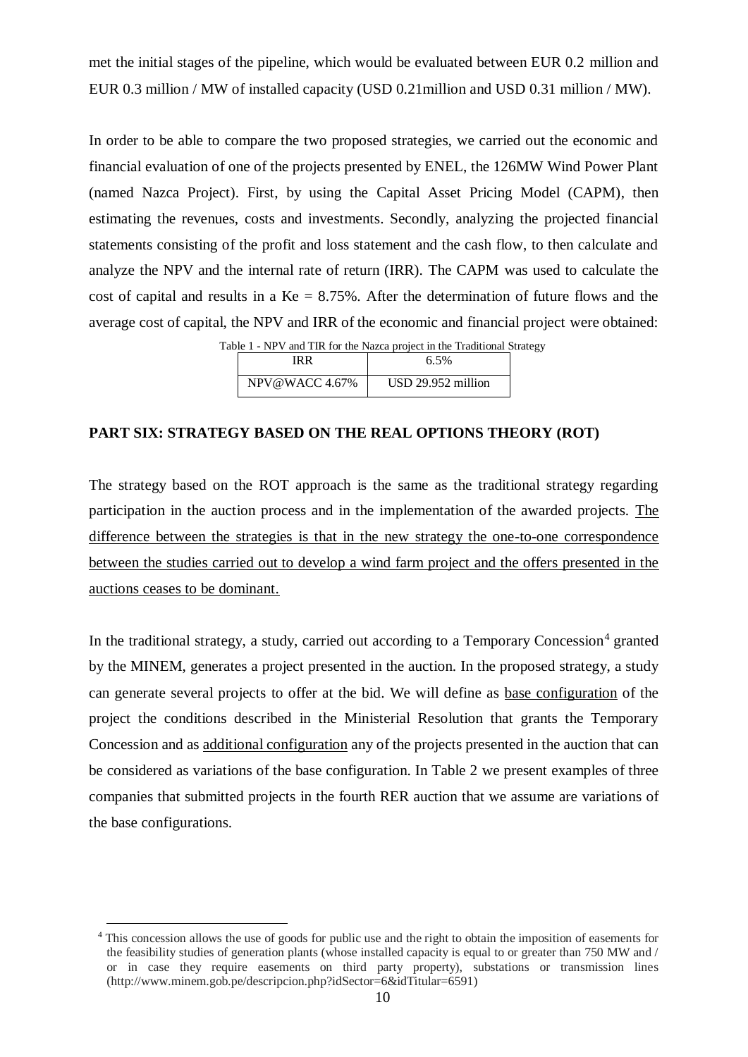met the initial stages of the pipeline, which would be evaluated between EUR 0.2 million and EUR 0.3 million / MW of installed capacity (USD 0.21million and USD 0.31 million / MW).

In order to be able to compare the two proposed strategies, we carried out the economic and financial evaluation of one of the projects presented by ENEL, the 126MW Wind Power Plant (named Nazca Project). First, by using the Capital Asset Pricing Model (CAPM), then estimating the revenues, costs and investments. Secondly, analyzing the projected financial statements consisting of the profit and loss statement and the cash flow, to then calculate and analyze the NPV and the internal rate of return (IRR). The CAPM was used to calculate the cost of capital and results in a Ke = 8.75%. After the determination of future flows and the average cost of capital, the NPV and IRR of the economic and financial project were obtained:

Table 1 - NPV and TIR for the Nazca project in the Traditional Strategy

| IRR | 6.5% |
|---|---|
| NPV@WACC 4.67% | USD 29.952 million |

## PART SIX: STRATEGY BASED ON THE REAL OPTIONS THEORY (ROT)

The strategy based on the ROT approach is the same as the traditional strategy regarding participation in the auction process and in the implementation of the awarded projects. The difference between the strategies is that in the new strategy the one-to-one correspondence between the studies carried out to develop a wind farm project and the offers presented in the auctions ceases to be dominant.

In the traditional strategy, a study, carried out according to a Temporary Concession[4] granted by the MINEM, generates a project presented in the auction. In the proposed strategy, a study can generate several projects to offer at the bid. We will define as base configuration of the project the conditions described in the Ministerial Resolution that grants the Temporary Concession and as additional configuration any of the projects presented in the auction that can be considered as variations of the base configuration. In Table 2 we present examples of three companies that submitted projects in the fourth RER auction that we assume are variations of the base configurations.

[4] This concession allows the use of goods for public use and the right to obtain the imposition of easements for the feasibility studies of generation plants (whose installed capacity is equal to or greater than 750 MW and / or in case they require easements on third party property), substations or transmission lines (http://www.minem.gob.pe/descripcion.php?idSector=6&idTitular=6591)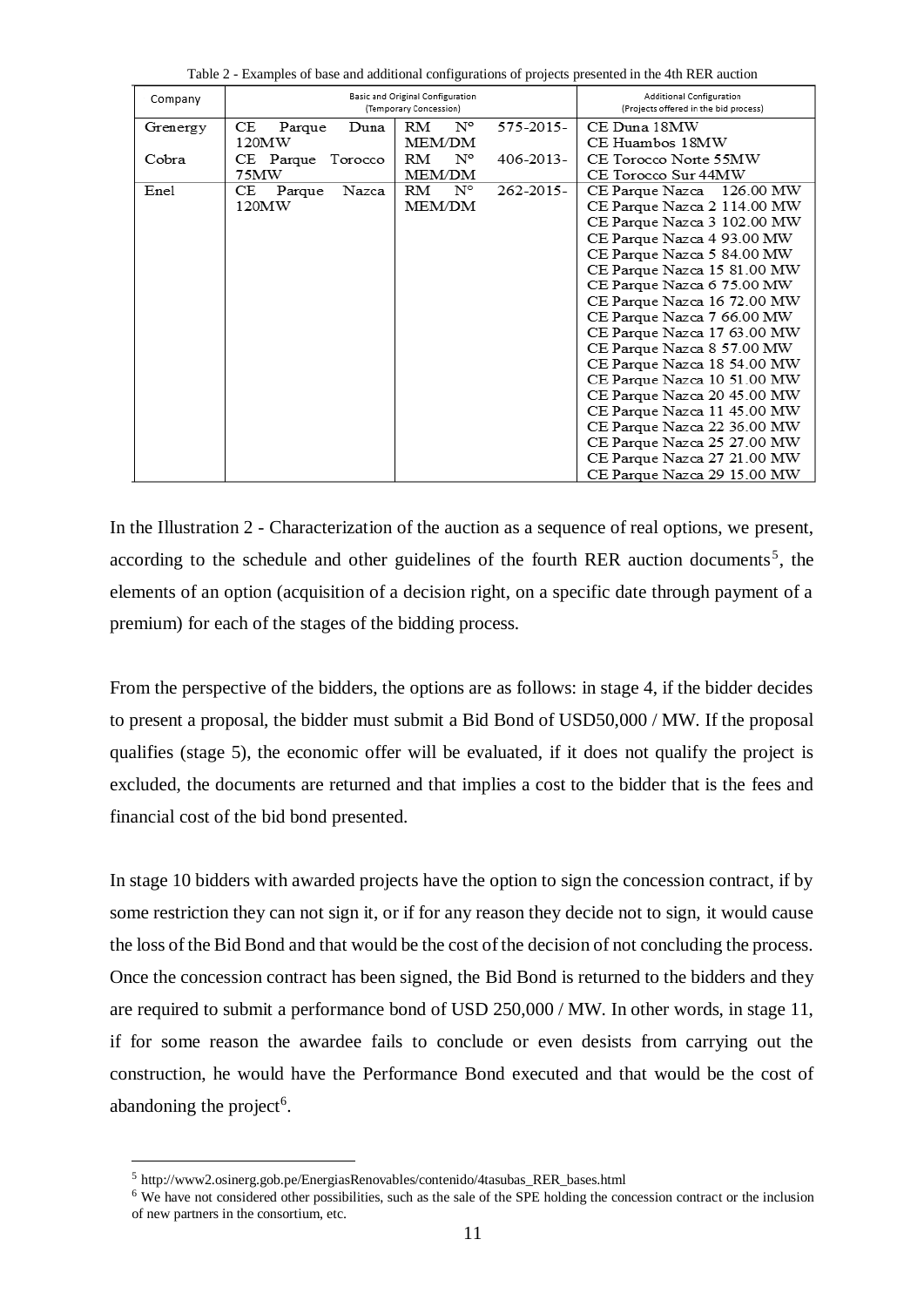Table 2 - Examples of base and additional configurations of projects presented in the 4th RER auction

| Company | Basic and Original Configuration (Temporary Concession) | | Additional Configuration (Projects offered in the bid process) |
|---|---|---|---|
| Grenergy | CE Parque Duna 120MW | RM N° 575-2015-MEM/DM | CE Duna 18MW<br>CE Huambos 18MW |
| Cobra | CE Parque Torocco 75MW | RM N° 406-2013-MEM/DM | CE Torocco Norte 55MW<br>CE Torocco Sur 44MW |
| Enel | CE Parque Nazca 120MW | RM N° 262-2015-MEM/DM | CE Parque Nazca 126.00 MW<br>CE Parque Nazca 2 114.00 MW<br>CE Parque Nazca 3 102.00 MW<br>CE Parque Nazca 4 93.00 MW<br>CE Parque Nazca 5 84.00 MW<br>CE Parque Nazca 15 81.00 MW<br>CE Parque Nazca 6 75.00 MW<br>CE Parque Nazca 16 72.00 MW<br>CE Parque Nazca 7 66.00 MW<br>CE Parque Nazca 17 63.00 MW<br>CE Parque Nazca 8 57.00 MW<br>CE Parque Nazca 18 54.00 MW<br>CE Parque Nazca 10 51.00 MW<br>CE Parque Nazca 20 45.00 MW<br>CE Parque Nazca 11 45.00 MW<br>CE Parque Nazca 22 36.00 MW<br>CE Parque Nazca 25 27.00 MW<br>CE Parque Nazca 27 21.00 MW<br>CE Parque Nazca 29 15.00 MW |

In the Illustration 2 - Characterization of the auction as a sequence of real options, we present, according to the schedule and other guidelines of the fourth RER auction documents[5], the elements of an option (acquisition of a decision right, on a specific date through payment of a premium) for each of the stages of the bidding process.

From the perspective of the bidders, the options are as follows: in stage 4, if the bidder decides to present a proposal, the bidder must submit a Bid Bond of USD50,000 / MW. If the proposal qualifies (stage 5), the economic offer will be evaluated, if it does not qualify the project is excluded, the documents are returned and that implies a cost to the bidder that is the fees and financial cost of the bid bond presented.

In stage 10 bidders with awarded projects have the option to sign the concession contract, if by some restriction they can not sign it, or if for any reason they decide not to sign, it would cause the loss of the Bid Bond and that would be the cost of the decision of not concluding the process. Once the concession contract has been signed, the Bid Bond is returned to the bidders and they are required to submit a performance bond of USD 250,000 / MW. In other words, in stage 11, if for some reason the awardee fails to conclude or even desists from carrying out the construction, he would have the Performance Bond executed and that would be the cost of abandoning the project[6].

[5] http://www2.osinerg.gob.pe/EnergiasRenovables/contenido/4tasubas_RER_bases.html

[6] We have not considered other possibilities, such as the sale of the SPE holding the concession contract or the inclusion of new partners in the consortium, etc.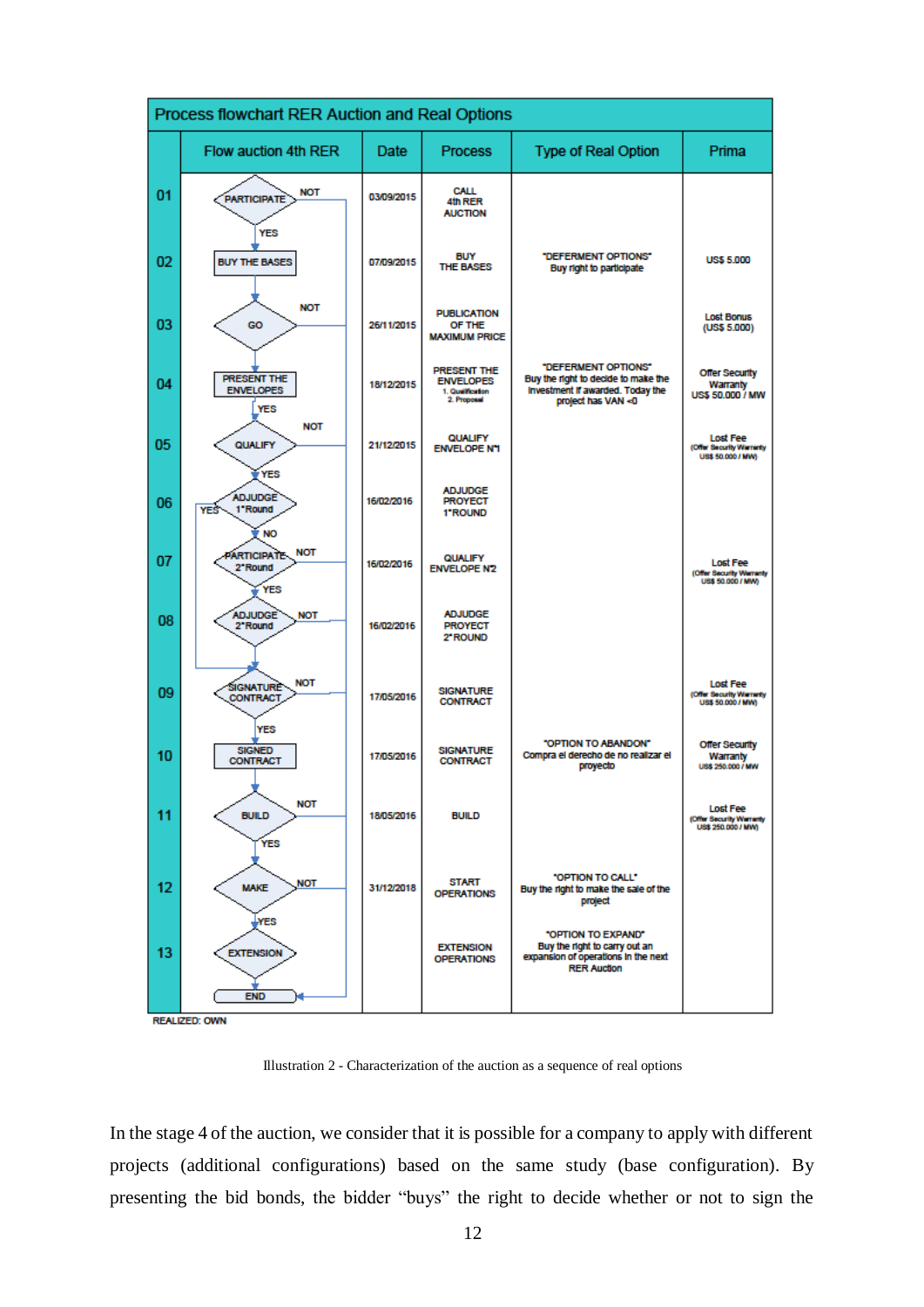| Process flowchart RER Auction and Real Options | | | | | |
|---|---|---|---|---|---|
| | Flow auction 4th RER | Date | Process | Type of Real Option | Prima |
| 01 | PARTICIPATE (YES / NOT) | 03/09/2015 | CALL 4th RER AUCTION | | |
| 02 | BUY THE BASES | 07/09/2015 | BUY THE BASES | "DEFERMENT OPTIONS" Buy right to participate | US$ 5.000 |
| 03 | GO (NOT) | 26/11/2015 | PUBLICATION OF THE MAXIMUM PRICE | | Lost Bonus (US$ 5.000) |
| 04 | PRESENT THE ENVELOPES (YES) | 18/12/2015 | PRESENT THE ENVELOPES 1. Qualification 2. Proposal | "DEFERMENT OPTIONS" Buy the right to decide to make the investment if awarded. Today the project has VAN <0 | Offer Security Warranty US$ 50.000 / MW |
| 05 | QUALIFY (YES / NOT) | 21/12/2015 | QUALIFY ENVELOPE N°1 | | Lost Fee (Offer Security Warranty US$ 50.000 / MW) |
| 06 | ADJUDGE 1°Round (YES / NO) | 16/02/2016 | ADJUDGE PROYECT 1°ROUND | | |
| 07 | PARTICIPATE 2°Round (YES / NOT) | 16/02/2016 | QUALIFY ENVELOPE N2 | | Lost Fee (Offer Security Warranty US$ 50.000 / MW) |
| 08 | ADJUDGE 2°Round (NOT) | 16/02/2016 | ADJUDGE PROYECT 2°ROUND | | |
| 09 | SIGNATURE CONTRACT (YES / NOT) | 17/05/2016 | SIGNATURE CONTRACT | | Lost Fee (Offer Security Warranty US$ 50.000 / MW) |
| 10 | SIGNED CONTRACT | 17/05/2016 | SIGNATURE CONTRACT | "OPTION TO ABANDON" Compra el derecho de no realizar el proyecto | Offer Security Warranty US$ 250.000 / MW |
| 11 | BUILD (YES / NOT) | 18/05/2016 | BUILD | | Lost Fee (Offer Security Warranty US$ 250.000 / MW) |
| 12 | MAKE (YES / NOT) | 31/12/2018 | START OPERATIONS | "OPTION TO CALL" Buy the right to make the sale of the project | |
| 13 | EXTENSION → END | | EXTENSION OPERATIONS | "OPTION TO EXPAND" Buy the right to carry out an expansion of operations in the next RER Auction | |

REALIZED: OWN

Illustration 2 - Characterization of the auction as a sequence of real options

In the stage 4 of the auction, we consider that it is possible for a company to apply with different projects (additional configurations) based on the same study (base configuration). By presenting the bid bonds, the bidder "buys" the right to decide whether or not to sign the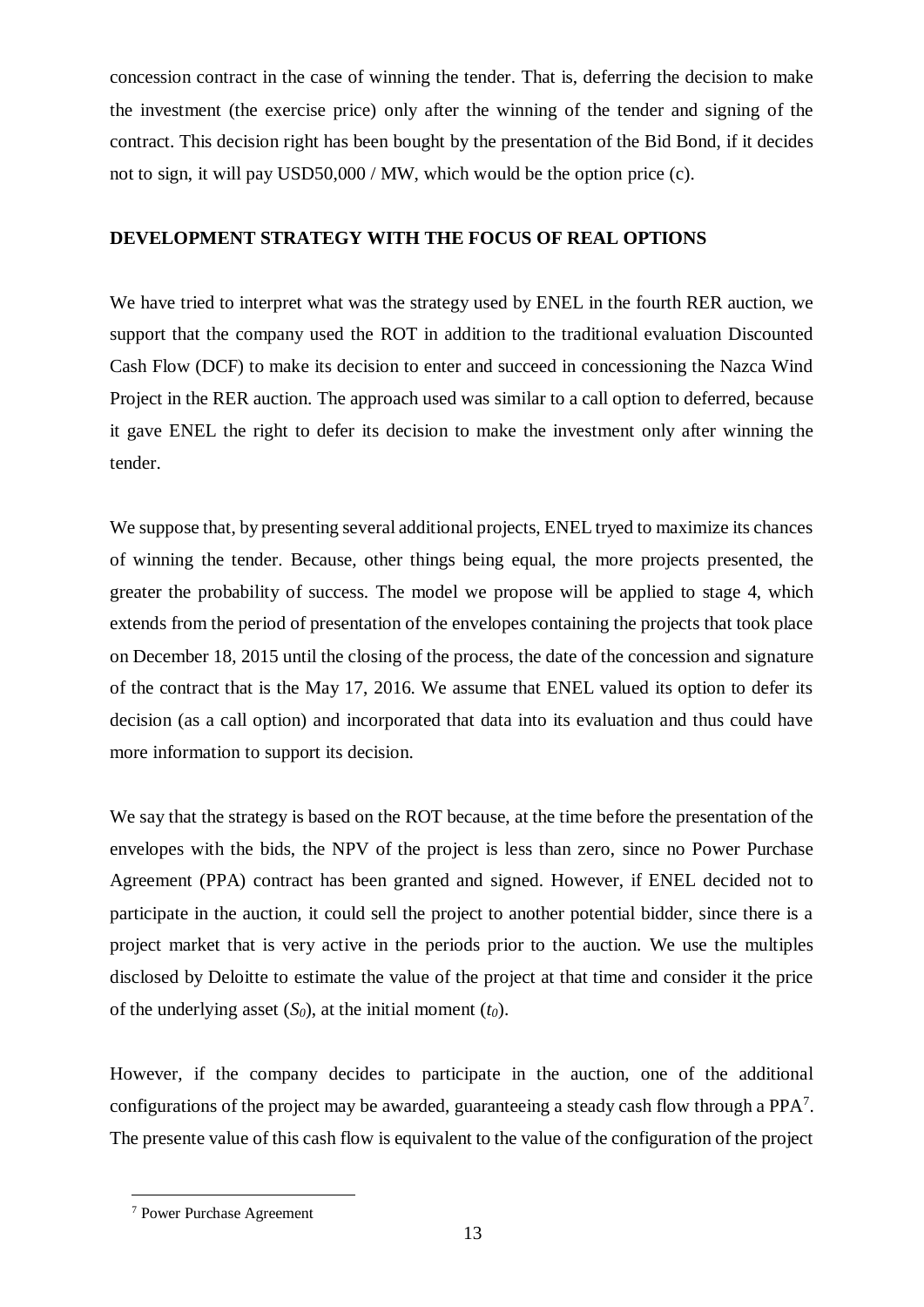concession contract in the case of winning the tender. That is, deferring the decision to make the investment (the exercise price) only after the winning of the tender and signing of the contract. This decision right has been bought by the presentation of the Bid Bond, if it decides not to sign, it will pay USD50,000 / MW, which would be the option price (c).

## DEVELOPMENT STRATEGY WITH THE FOCUS OF REAL OPTIONS

We have tried to interpret what was the strategy used by ENEL in the fourth RER auction, we support that the company used the ROT in addition to the traditional evaluation Discounted Cash Flow (DCF) to make its decision to enter and succeed in concessioning the Nazca Wind Project in the RER auction. The approach used was similar to a call option to deferred, because it gave ENEL the right to defer its decision to make the investment only after winning the tender.

We suppose that, by presenting several additional projects, ENEL tryed to maximize its chances of winning the tender. Because, other things being equal, the more projects presented, the greater the probability of success. The model we propose will be applied to stage 4, which extends from the period of presentation of the envelopes containing the projects that took place on December 18, 2015 until the closing of the process, the date of the concession and signature of the contract that is the May 17, 2016. We assume that ENEL valued its option to defer its decision (as a call option) and incorporated that data into its evaluation and thus could have more information to support its decision.

We say that the strategy is based on the ROT because, at the time before the presentation of the envelopes with the bids, the NPV of the project is less than zero, since no Power Purchase Agreement (PPA) contract has been granted and signed. However, if ENEL decided not to participate in the auction, it could sell the project to another potential bidder, since there is a project market that is very active in the periods prior to the auction. We use the multiples disclosed by Deloitte to estimate the value of the project at that time and consider it the price of the underlying asset ($S_0$), at the initial moment ($t_0$).

However, if the company decides to participate in the auction, one of the additional configurations of the project may be awarded, guaranteeing a steady cash flow through a PPA[7]. The presente value of this cash flow is equivalent to the value of the configuration of the project

[7] Power Purchase Agreement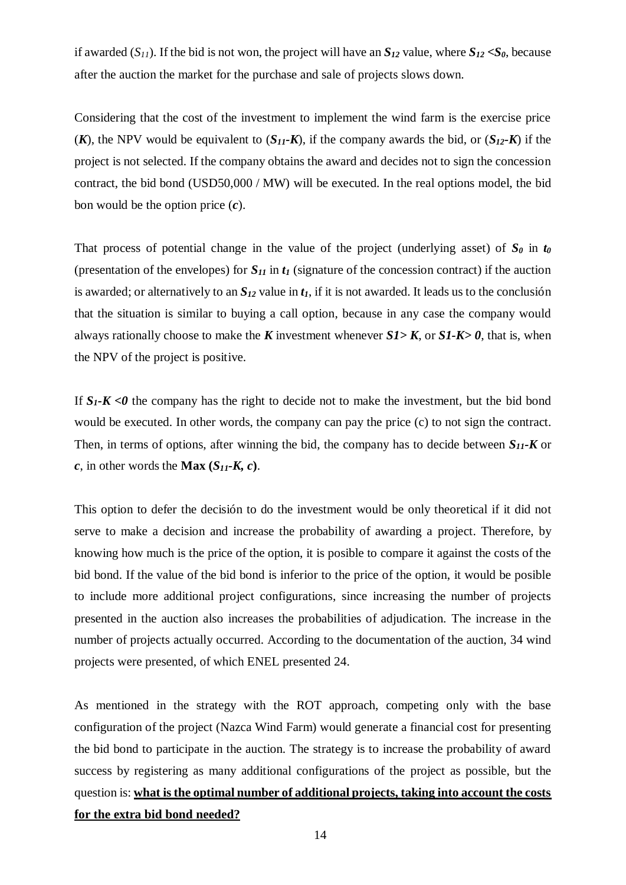if awarded ($S_{11}$). If the bid is not won, the project will have an $S_{12}$ value, where $S_{12} < S_0$, because after the auction the market for the purchase and sale of projects slows down.

Considering that the cost of the investment to implement the wind farm is the exercise price ($K$), the NPV would be equivalent to ($S_{11}$-$K$), if the company awards the bid, or ($S_{12}$-$K$) if the project is not selected. If the company obtains the award and decides not to sign the concession contract, the bid bond (USD50,000 / MW) will be executed. In the real options model, the bid bon would be the option price ($c$).

That process of potential change in the value of the project (underlying asset) of $S_0$ in $t_0$ (presentation of the envelopes) for $S_{11}$ in $t_1$ (signature of the concession contract) if the auction is awarded; or alternatively to an $S_{12}$ value in $t_1$, if it is not awarded. It leads us to the conclusión that the situation is similar to buying a call option, because in any case the company would always rationally choose to make the $K$ investment whenever $S1 > K$, or $S1\text{-}K > 0$, that is, when the NPV of the project is positive.

If $S_1\text{-}K < 0$ the company has the right to decide not to make the investment, but the bid bond would be executed. In other words, the company can pay the price (c) to not sign the contract. Then, in terms of options, after winning the bid, the company has to decide between $S_{11}$-$K$ or $c$, in other words the **Max** ($S_{11}$-$K$, $c$).

This option to defer the decisión to do the investment would be only theoretical if it did not serve to make a decision and increase the probability of awarding a project. Therefore, by knowing how much is the price of the option, it is posible to compare it against the costs of the bid bond. If the value of the bid bond is inferior to the price of the option, it would be posible to include more additional project configurations, since increasing the number of projects presented in the auction also increases the probabilities of adjudication. The increase in the number of projects actually occurred. According to the documentation of the auction, 34 wind projects were presented, of which ENEL presented 24.

As mentioned in the strategy with the ROT approach, competing only with the base configuration of the project (Nazca Wind Farm) would generate a financial cost for presenting the bid bond to participate in the auction. The strategy is to increase the probability of award success by registering as many additional configurations of the project as possible, but the question is: **what is the optimal number of additional projects, taking into account the costs for the extra bid bond needed?**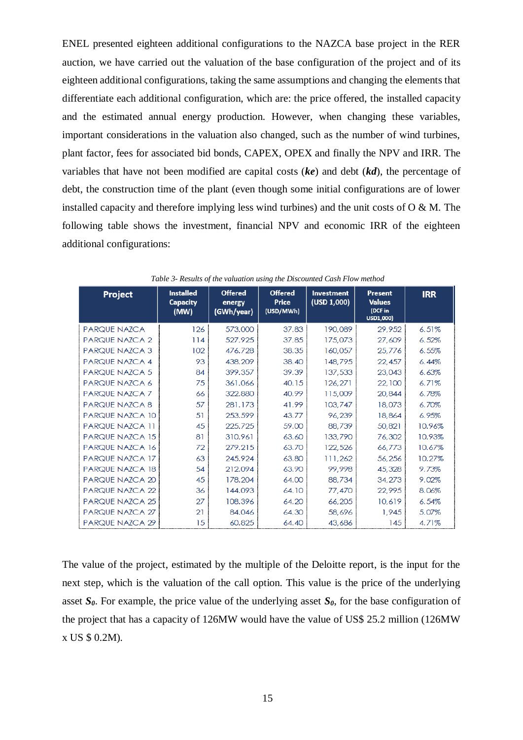ENEL presented eighteen additional configurations to the NAZCA base project in the RER auction, we have carried out the valuation of the base configuration of the project and of its eighteen additional configurations, taking the same assumptions and changing the elements that differentiate each additional configuration, which are: the price offered, the installed capacity and the estimated annual energy production. However, when changing these variables, important considerations in the valuation also changed, such as the number of wind turbines, plant factor, fees for associated bid bonds, CAPEX, OPEX and finally the NPV and IRR. The variables that have not been modified are capital costs (***ke***) and debt (***kd***), the percentage of debt, the construction time of the plant (even though some initial configurations are of lower installed capacity and therefore implying less wind turbines) and the unit costs of O & M. The following table shows the investment, financial NPV and economic IRR of the eighteen additional configurations:

*Table 3- Results of the valuation using the Discounted Cash Flow method*

| Project | Installed Capacity (MW) | Offered energy (GWh/year) | Offered Price (USD/MWh) | Investment (USD 1,000) | Present Values (DCF in USD1,000) | IRR |
|---|---|---|---|---|---|---|
| PARQUE NAZCA | 126 | 573.000 | 37.83 | 190,089 | 29,952 | 6.51% |
| PARQUE NAZCA 2 | 114 | 527.925 | 37.85 | 175,073 | 27,609 | 6.52% |
| PARQUE NAZCA 3 | 102 | 476.728 | 38.35 | 160,057 | 25,776 | 6.55% |
| PARQUE NAZCA 4 | 93 | 438.209 | 38.40 | 148,795 | 22,457 | 6.44% |
| PARQUE NAZCA 5 | 84 | 399.357 | 39.39 | 137,533 | 23,043 | 6.63% |
| PARQUE NAZCA 6 | 75 | 361.066 | 40.15 | 126,271 | 22,100 | 6.71% |
| PARQUE NAZCA 7 | 66 | 322.880 | 40.99 | 115,009 | 20,844 | 6.78% |
| PARQUE NAZCA 8 | 57 | 281.173 | 41.99 | 103,747 | 18,073 | 6.70% |
| PARQUE NAZCA 10 | 51 | 253.599 | 43.77 | 96,239 | 18,864 | 6.95% |
| PARQUE NAZCA 11 | 45 | 225.725 | 59.00 | 88,739 | 50,821 | 10.96% |
| PARQUE NAZCA 15 | 81 | 310.961 | 63.60 | 133,790 | 76,302 | 10.93% |
| PARQUE NAZCA 16 | 72 | 279.215 | 63.70 | 122,526 | 66,773 | 10.67% |
| PARQUE NAZCA 17 | 63 | 245.924 | 63.80 | 111,262 | 56,256 | 10.27% |
| PARQUE NAZCA 18 | 54 | 212.094 | 63.90 | 99,998 | 45,328 | 9.73% |
| PARQUE NAZCA 20 | 45 | 178.204 | 64.00 | 88,734 | 34,273 | 9.02% |
| PARQUE NAZCA 22 | 36 | 144.093 | 64.10 | 77,470 | 22,995 | 8.06% |
| PARQUE NAZCA 25 | 27 | 108.396 | 64.20 | 66,205 | 10,619 | 6.54% |
| PARQUE NAZCA 27 | 21 | 84.046 | 64.30 | 58,696 | 1,945 | 5.07% |
| PARQUE NAZCA 29 | 15 | 60.825 | 64.40 | 43,686 | 145 | 4.71% |

The value of the project, estimated by the multiple of the Deloitte report, is the input for the next step, which is the valuation of the call option. This value is the price of the underlying asset $S_0$. For example, the price value of the underlying asset $S_0$, for the base configuration of the project that has a capacity of 126MW would have the value of US$ 25.2 million (126MW x US $ 0.2M).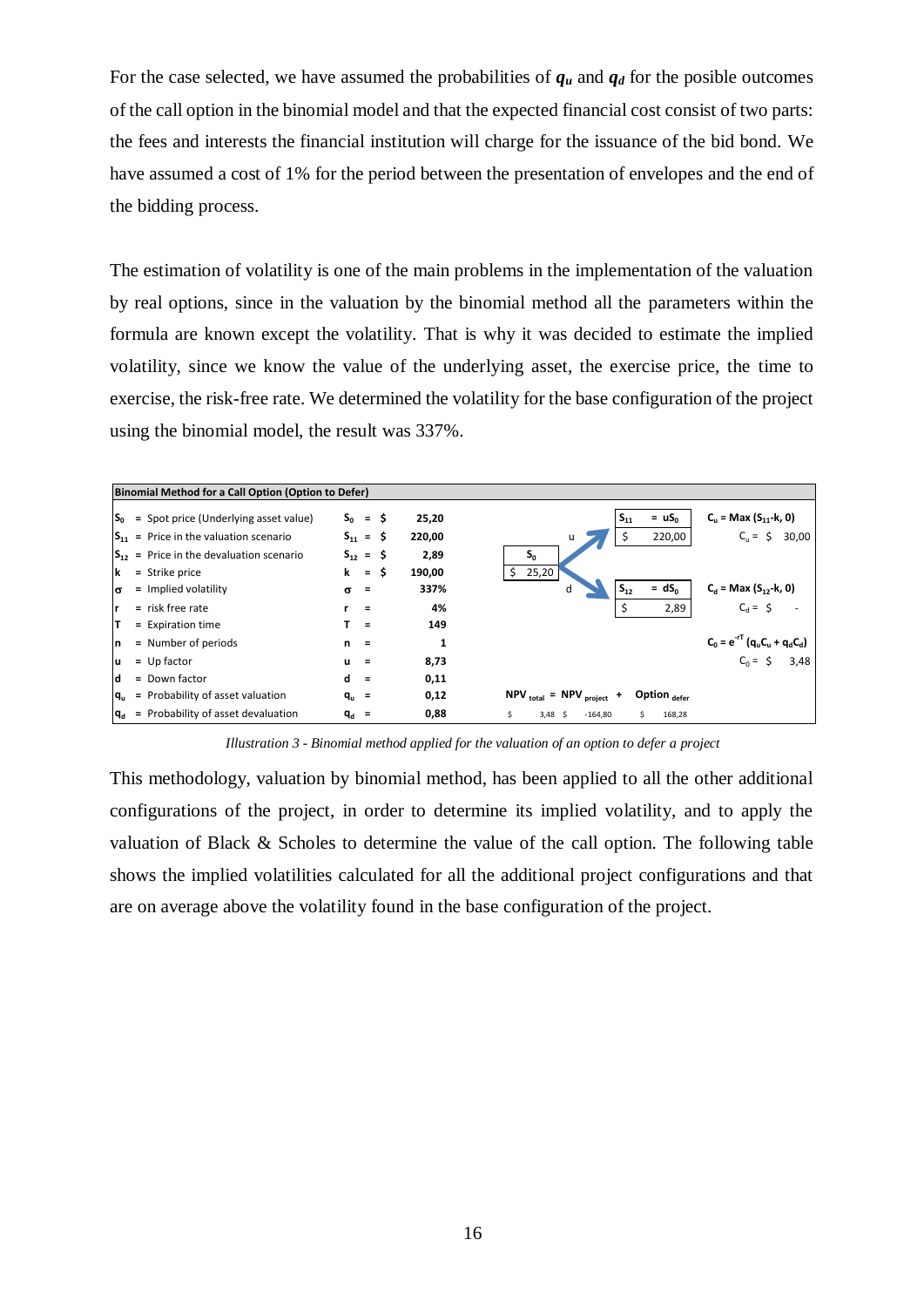For the case selected, we have assumed the probabilities of $q_u$ and $q_d$ for the posible outcomes of the call option in the binomial model and that the expected financial cost consist of two parts: the fees and interests the financial institution will charge for the issuance of the bid bond. We have assumed a cost of 1% for the period between the presentation of envelopes and the end of the bidding process.

The estimation of volatility is one of the main problems in the implementation of the valuation by real options, since in the valuation by the binomial method all the parameters within the formula are known except the volatility. That is why it was decided to estimate the implied volatility, since we know the value of the underlying asset, the exercise price, the time to exercise, the risk-free rate. We determined the volatility for the base configuration of the project using the binomial model, the result was 337%.

**Binomial Method for a Call Option (Option to Defer)**

| Symbol | Description | Parameter | Value |
|---|---|---|---|
| $S_0$ | = Spot price (Underlying asset value) | $S_0$ = \$ | 25,20 |
| $S_{11}$ | = Price in the valuation scenario | $S_{11}$ = \$ | 220,00 |
| $S_{12}$ | = Price in the devaluation scenario | $S_{12}$ = \$ | 2,89 |
| k | = Strike price | k = \$ | 190,00 |
| σ | = Implied volatility | σ = | 337% |
| r | = risk free rate | r = | 4% |
| T | = Expiration time | T = | 149 |
| n | = Number of periods | n = | 1 |
| u | = Up factor | u = | 8,73 |
| d | = Down factor | d = | 0,11 |
| $q_u$ | = Probability of asset valuation | $q_u$ = | 0,12 |
| $q_d$ | = Probability of asset devaluation | $q_d$ = | 0,88 |

| Node | Value | Option payoff |
|---|---|---|
| $S_0$ | \$ 25,20 | |
| $S_{11} = uS_0$ (u) | \$ 220,00 | $C_u = Max(S_{11}-k, 0)$; $C_u$ = \$ 30,00 |
| $S_{12} = dS_0$ (d) | \$ 2,89 | $C_d = Max(S_{12}-k, 0)$; $C_d$ = \$ - |
| | | $C_0 = e^{-rT}(q_uC_u + q_dC_d)$; $C_0$ = \$ 3,48 |

| $NPV_{total}$ | = $NPV_{project}$ | + $Option_{defer}$ |
|---|---|---|
| \$ 3,48 | \$ -164,80 | \$ 168,28 |

*Illustration 3 - Binomial method applied for the valuation of an option to defer a project*

This methodology, valuation by binomial method, has been applied to all the other additional configurations of the project, in order to determine its implied volatility, and to apply the valuation of Black & Scholes to determine the value of the call option. The following table shows the implied volatilities calculated for all the additional project configurations and that are on average above the volatility found in the base configuration of the project.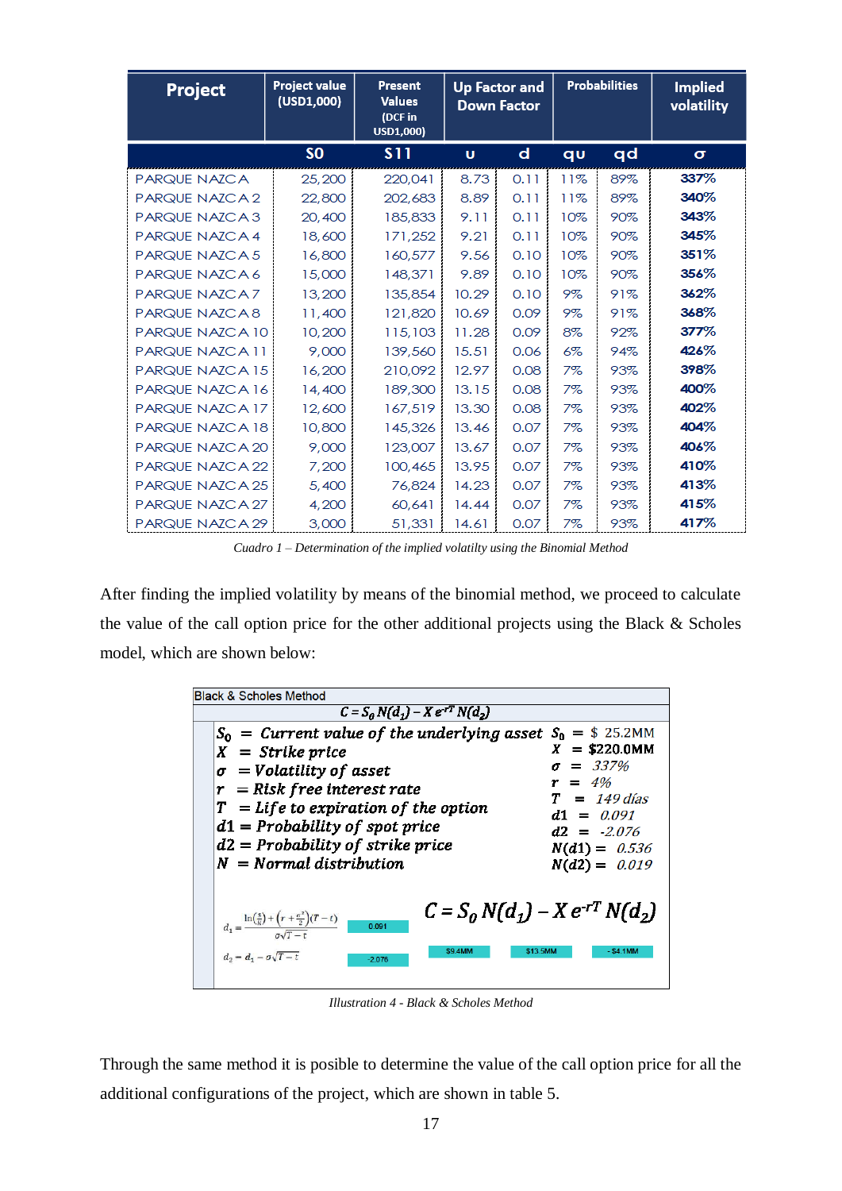| Project | Project value (USD1,000) | Present Values (DCF in USD1,000) | Up Factor and Down Factor | | Probabilities | | Implied volatility |
|---|---|---|---|---|---|---|---|
| | S0 | S11 | u | d | qu | qd | σ |
| PARQUE NAZCA | 25,200 | 220,041 | 8.73 | 0.11 | 11% | 89% | 337% |
| PARQUE NAZCA 2 | 22,800 | 202,683 | 8.89 | 0.11 | 11% | 89% | 340% |
| PARQUE NAZCA 3 | 20,400 | 185,833 | 9.11 | 0.11 | 10% | 90% | 343% |
| PARQUE NAZCA 4 | 18,600 | 171,252 | 9.21 | 0.11 | 10% | 90% | 345% |
| PARQUE NAZCA 5 | 16,800 | 160,577 | 9.56 | 0.10 | 10% | 90% | 351% |
| PARQUE NAZCA 6 | 15,000 | 148,371 | 9.89 | 0.10 | 10% | 90% | 356% |
| PARQUE NAZCA 7 | 13,200 | 135,854 | 10.29 | 0.10 | 9% | 91% | 362% |
| PARQUE NAZCA 8 | 11,400 | 121,820 | 10.69 | 0.09 | 9% | 91% | 368% |
| PARQUE NAZCA 10 | 10,200 | 115,103 | 11.28 | 0.09 | 8% | 92% | 377% |
| PARQUE NAZCA 11 | 9,000 | 139,560 | 15.51 | 0.06 | 6% | 94% | 426% |
| PARQUE NAZCA 15 | 16,200 | 210,092 | 12.97 | 0.08 | 7% | 93% | 398% |
| PARQUE NAZCA 16 | 14,400 | 189,300 | 13.15 | 0.08 | 7% | 93% | 400% |
| PARQUE NAZCA 17 | 12,600 | 167,519 | 13.30 | 0.08 | 7% | 93% | 402% |
| PARQUE NAZCA 18 | 10,800 | 145,326 | 13.46 | 0.07 | 7% | 93% | 404% |
| PARQUE NAZCA 20 | 9,000 | 123,007 | 13.67 | 0.07 | 7% | 93% | 406% |
| PARQUE NAZCA 22 | 7,200 | 100,465 | 13.95 | 0.07 | 7% | 93% | 410% |
| PARQUE NAZCA 25 | 5,400 | 76,824 | 14.23 | 0.07 | 7% | 93% | 413% |
| PARQUE NAZCA 27 | 4,200 | 60,641 | 14.44 | 0.07 | 7% | 93% | 415% |
| PARQUE NAZCA 29 | 3,000 | 51,331 | 14.61 | 0.07 | 7% | 93% | 417% |

*Cuadro 1 – Determination of the implied volatilty using the Binomial Method*

After finding the implied volatility by means of the binomial method, we proceed to calculate the value of the call option price for the other additional projects using the Black & Scholes model, which are shown below:

**Black & Scholes Method**

$$C = S_0 N(d_1) - X e^{-rT} N(d_2)$$

| Definition | Value |
|---|---|
| $S_0$ = Current value of the underlying asset | $S_0$ = \$ 25.2MM |
| $X$ = Strike price | $X$ = \$220.0MM |
| $\sigma$ = Volatility of asset | $\sigma$ = 337% |
| $r$ = Risk free interest rate | $r$ = 4% |
| $T$ = Life to expiration of the option | $T$ = 149 días |
| $d1$ = Probability of spot price | $d1$ = 0.091 |
| $d2$ = Probability of strike price | $d2$ = -2.076 |
| $N$ = Normal distribution | $N(d1)$ = 0.536 |
| | $N(d2)$ = 0.019 |

$$d_1 = \frac{\ln\left(\frac{S}{K}\right) + \left(r + \frac{\sigma^2}{2}\right)(T-t)}{\sigma\sqrt{T-t}} = 0.091$$

$$d_2 = d_1 - \sigma\sqrt{T-t} = -2.076$$

$$C = S_0 N(d_1) - X e^{-rT} N(d_2)$$

\$9.4MM = \$13.5MM − \$4.1MM

*Illustration 4 - Black & Scholes Method*

Through the same method it is possible to determine the value of the call option price for all the additional configurations of the project, which are shown in table 5.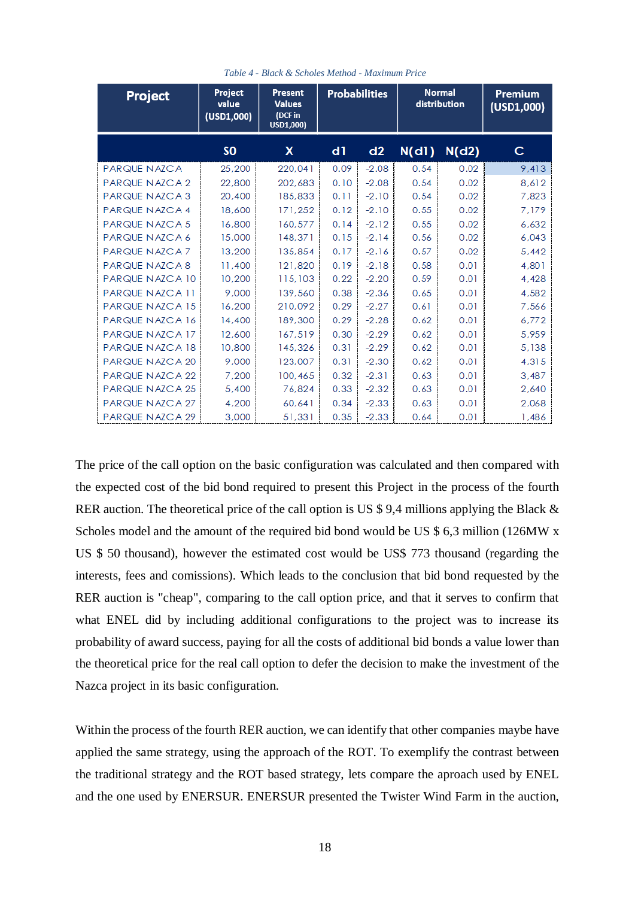*Table 4 - Black & Scholes Method - Maximum Price*

| Project | Project value (USD1,000) | Present Values (DCF in USD1,000) | Probabilities | | Normal distribution | | Premium (USD1,000) |
|---|---|---|---|---|---|---|---|
| | S0 | X | d1 | d2 | N(d1) | N(d2) | C |
| PARQUE NAZCA | 25,200 | 220,041 | 0.09 | -2.08 | 0.54 | 0.02 | 9,413 |
| PARQUE NAZCA 2 | 22,800 | 202,683 | 0.10 | -2.08 | 0.54 | 0.02 | 8,612 |
| PARQUE NAZCA 3 | 20,400 | 185,833 | 0.11 | -2.10 | 0.54 | 0.02 | 7,823 |
| PARQUE NAZCA 4 | 18,600 | 171,252 | 0.12 | -2.10 | 0.55 | 0.02 | 7,179 |
| PARQUE NAZCA 5 | 16,800 | 160,577 | 0.14 | -2.12 | 0.55 | 0.02 | 6,632 |
| PARQUE NAZCA 6 | 15,000 | 148,371 | 0.15 | -2.14 | 0.56 | 0.02 | 6,043 |
| PARQUE NAZCA 7 | 13,200 | 135,854 | 0.17 | -2.16 | 0.57 | 0.02 | 5,442 |
| PARQUE NAZCA 8 | 11,400 | 121,820 | 0.19 | -2.18 | 0.58 | 0.01 | 4,801 |
| PARQUE NAZCA 10 | 10,200 | 115,103 | 0.22 | -2.20 | 0.59 | 0.01 | 4,428 |
| PARQUE NAZCA 11 | 9,000 | 139,560 | 0.38 | -2.36 | 0.65 | 0.01 | 4,582 |
| PARQUE NAZCA 15 | 16,200 | 210,092 | 0.29 | -2.27 | 0.61 | 0.01 | 7,566 |
| PARQUE NAZCA 16 | 14,400 | 189,300 | 0.29 | -2.28 | 0.62 | 0.01 | 6,772 |
| PARQUE NAZCA 17 | 12,600 | 167,519 | 0.30 | -2.29 | 0.62 | 0.01 | 5,959 |
| PARQUE NAZCA 18 | 10,800 | 145,326 | 0.31 | -2.29 | 0.62 | 0.01 | 5,138 |
| PARQUE NAZCA 20 | 9,000 | 123,007 | 0.31 | -2.30 | 0.62 | 0.01 | 4,315 |
| PARQUE NAZCA 22 | 7,200 | 100,465 | 0.32 | -2.31 | 0.63 | 0.01 | 3,487 |
| PARQUE NAZCA 25 | 5,400 | 76,824 | 0.33 | -2.32 | 0.63 | 0.01 | 2,640 |
| PARQUE NAZCA 27 | 4,200 | 60,641 | 0.34 | -2.33 | 0.63 | 0.01 | 2,068 |
| PARQUE NAZCA 29 | 3,000 | 51,331 | 0.35 | -2.33 | 0.64 | 0.01 | 1,486 |

The price of the call option on the basic configuration was calculated and then compared with the expected cost of the bid bond required to present this Project in the process of the fourth RER auction. The theoretical price of the call option is US $ 9,4 millions applying the Black & Scholes model and the amount of the required bid bond would be US $ 6,3 million (126MW x US $ 50 thousand), however the estimated cost would be US$ 773 thousand (regarding the interests, fees and comissions). Which leads to the conclusion that bid bond requested by the RER auction is "cheap", comparing to the call option price, and that it serves to confirm that what ENEL did by including additional configurations to the project was to increase its probability of award success, paying for all the costs of additional bid bonds a value lower than the theoretical price for the real call option to defer the decision to make the investment of the Nazca project in its basic configuration.

Within the process of the fourth RER auction, we can identify that other companies maybe have applied the same strategy, using the approach of the ROT. To exemplify the contrast between the traditional strategy and the ROT based strategy, lets compare the aproach used by ENEL and the one used by ENERSUR. ENERSUR presented the Twister Wind Farm in the auction,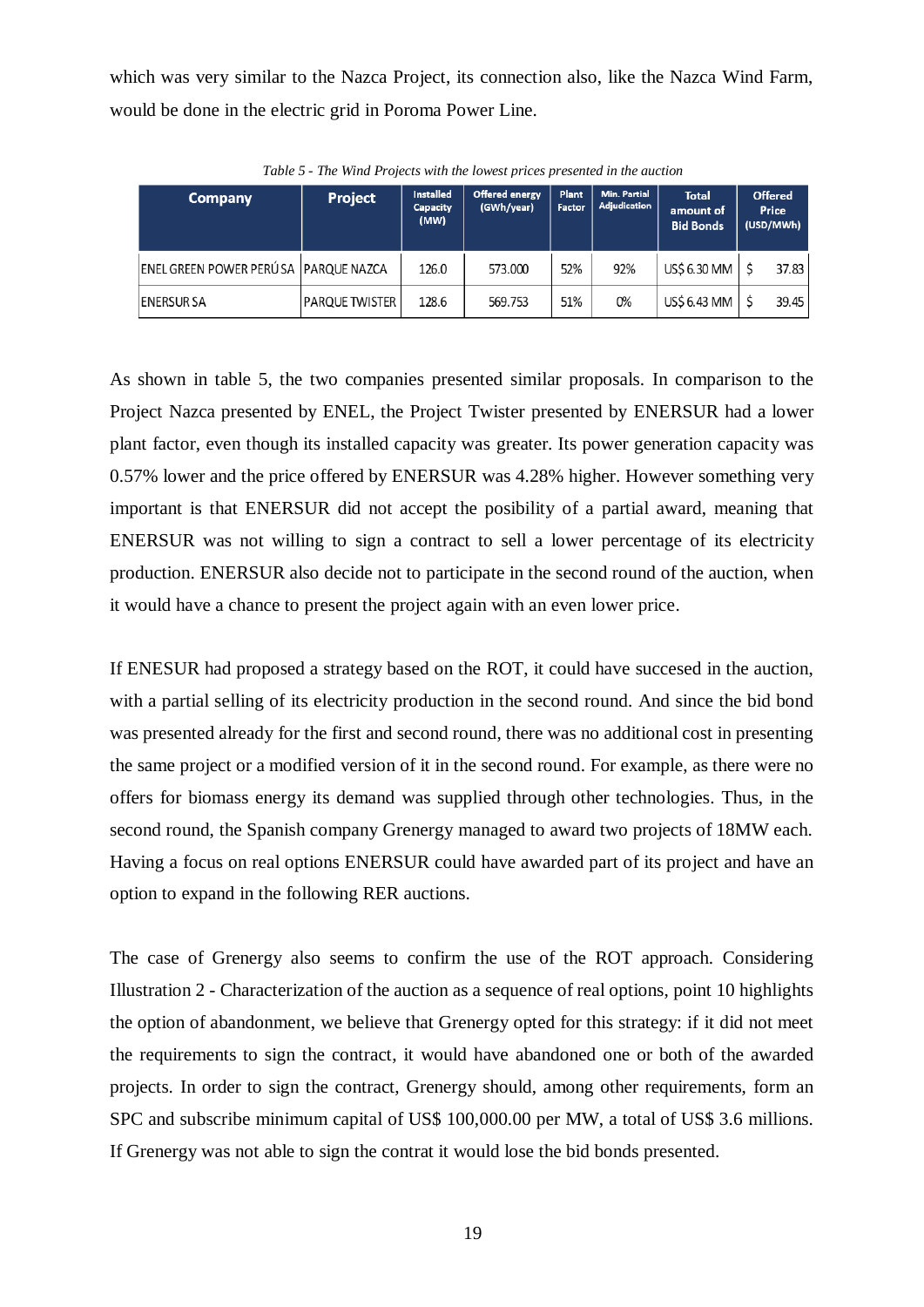which was very similar to the Nazca Project, its connection also, like the Nazca Wind Farm, would be done in the electric grid in Poroma Power Line.

*Table 5 - The Wind Projects with the lowest prices presented in the auction*

| Company | Project | Installed Capacity (MW) | Offered energy (GWh/year) | Plant Factor | Min. Partial Adjudication | Total amount of Bid Bonds | Offered Price (USD/MWh) |
|---|---|---|---|---|---|---|---|
| ENEL GREEN POWER PERÚ SA | PARQUE NAZCA | 126.0 | 573.000 | 52% | 92% | US$ 6.30 MM | $ 37.83 |
| ENERSUR SA | PARQUE TWISTER | 128.6 | 569.753 | 51% | 0% | US$ 6.43 MM | $ 39.45 |

As shown in table 5, the two companies presented similar proposals. In comparison to the Project Nazca presented by ENEL, the Project Twister presented by ENERSUR had a lower plant factor, even though its installed capacity was greater. Its power generation capacity was 0.57% lower and the price offered by ENERSUR was 4.28% higher. However something very important is that ENERSUR did not accept the posibility of a partial award, meaning that ENERSUR was not willing to sign a contract to sell a lower percentage of its electricity production. ENERSUR also decide not to participate in the second round of the auction, when it would have a chance to present the project again with an even lower price.

If ENESUR had proposed a strategy based on the ROT, it could have succesed in the auction, with a partial selling of its electricity production in the second round. And since the bid bond was presented already for the first and second round, there was no additional cost in presenting the same project or a modified version of it in the second round. For example, as there were no offers for biomass energy its demand was supplied through other technologies. Thus, in the second round, the Spanish company Grenergy managed to award two projects of 18MW each. Having a focus on real options ENERSUR could have awarded part of its project and have an option to expand in the following RER auctions.

The case of Grenergy also seems to confirm the use of the ROT approach. Considering Illustration 2 - Characterization of the auction as a sequence of real options, point 10 highlights the option of abandonment, we believe that Grenergy opted for this strategy: if it did not meet the requirements to sign the contract, it would have abandoned one or both of the awarded projects. In order to sign the contract, Grenergy should, among other requirements, form an SPC and subscribe minimum capital of US$ 100,000.00 per MW, a total of US$ 3.6 millions. If Grenergy was not able to sign the contrat it would lose the bid bonds presented.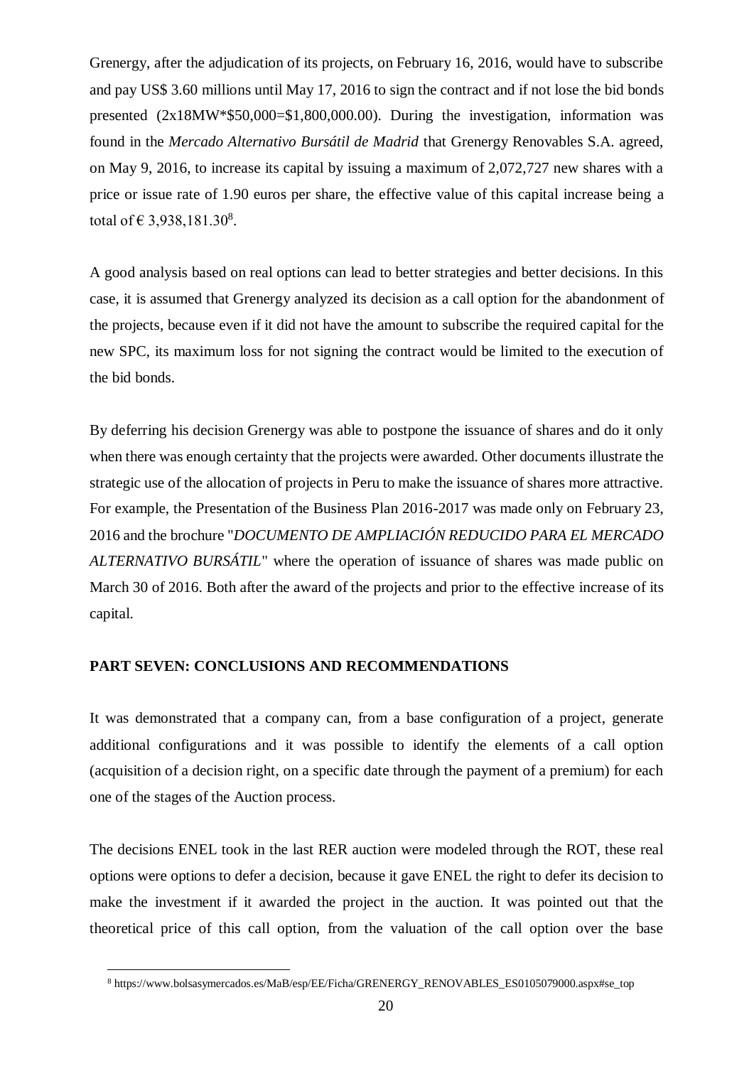Grenergy, after the adjudication of its projects, on February 16, 2016, would have to subscribe and pay US$ 3.60 millions until May 17, 2016 to sign the contract and if not lose the bid bonds presented (2x18MW*$50,000=$1,800,000.00). During the investigation, information was found in the *Mercado Alternativo Bursátil de Madrid* that Grenergy Renovables S.A. agreed, on May 9, 2016, to increase its capital by issuing a maximum of 2,072,727 new shares with a price or issue rate of 1.90 euros per share, the effective value of this capital increase being a total of € 3,938,181.30[8].

A good analysis based on real options can lead to better strategies and better decisions. In this case, it is assumed that Grenergy analyzed its decision as a call option for the abandonment of the projects, because even if it did not have the amount to subscribe the required capital for the new SPC, its maximum loss for not signing the contract would be limited to the execution of the bid bonds.

By deferring his decision Grenergy was able to postpone the issuance of shares and do it only when there was enough certainty that the projects were awarded. Other documents illustrate the strategic use of the allocation of projects in Peru to make the issuance of shares more attractive. For example, the Presentation of the Business Plan 2016-2017 was made only on February 23, 2016 and the brochure "*DOCUMENTO DE AMPLIACIÓN REDUCIDO PARA EL MERCADO ALTERNATIVO BURSÁTIL*" where the operation of issuance of shares was made public on March 30 of 2016. Both after the award of the projects and prior to the effective increase of its capital.

## PART SEVEN: CONCLUSIONS AND RECOMMENDATIONS

It was demonstrated that a company can, from a base configuration of a project, generate additional configurations and it was possible to identify the elements of a call option (acquisition of a decision right, on a specific date through the payment of a premium) for each one of the stages of the Auction process.

The decisions ENEL took in the last RER auction were modeled through the ROT, these real options were options to defer a decision, because it gave ENEL the right to defer its decision to make the investment if it awarded the project in the auction. It was pointed out that the theoretical price of this call option, from the valuation of the call option over the base

[8] https://www.bolsasymercados.es/MaB/esp/EE/Ficha/GRENERGY_RENOVABLES_ES0105079000.aspx#se_top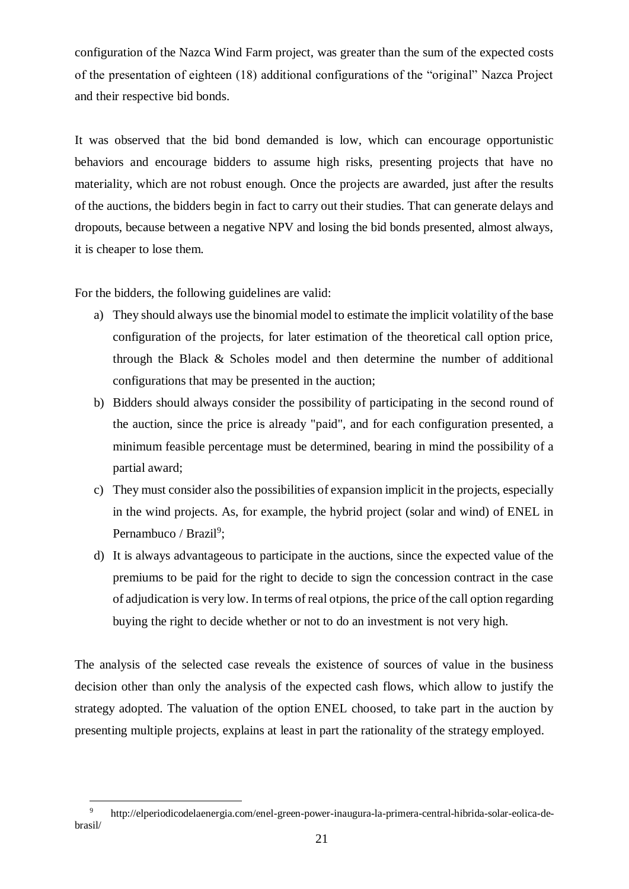configuration of the Nazca Wind Farm project, was greater than the sum of the expected costs of the presentation of eighteen (18) additional configurations of the "original" Nazca Project and their respective bid bonds.

It was observed that the bid bond demanded is low, which can encourage opportunistic behaviors and encourage bidders to assume high risks, presenting projects that have no materiality, which are not robust enough. Once the projects are awarded, just after the results of the auctions, the bidders begin in fact to carry out their studies. That can generate delays and dropouts, because between a negative NPV and losing the bid bonds presented, almost always, it is cheaper to lose them.

For the bidders, the following guidelines are valid:

a) They should always use the binomial model to estimate the implicit volatility of the base configuration of the projects, for later estimation of the theoretical call option price, through the Black & Scholes model and then determine the number of additional configurations that may be presented in the auction;
b) Bidders should always consider the possibility of participating in the second round of the auction, since the price is already "paid", and for each configuration presented, a minimum feasible percentage must be determined, bearing in mind the possibility of a partial award;
c) They must consider also the possibilities of expansion implicit in the projects, especially in the wind projects. As, for example, the hybrid project (solar and wind) of ENEL in Pernambuco / Brazil[9];
d) It is always advantageous to participate in the auctions, since the expected value of the premiums to be paid for the right to decide to sign the concession contract in the case of adjudication is very low. In terms of real otpions, the price of the call option regarding buying the right to decide whether or not to do an investment is not very high.

The analysis of the selected case reveals the existence of sources of value in the business decision other than only the analysis of the expected cash flows, which allow to justify the strategy adopted. The valuation of the option ENEL choosed, to take part in the auction by presenting multiple projects, explains at least in part the rationality of the strategy employed.

[9] http://elperiodicodelaenergia.com/enel-green-power-inaugura-la-primera-central-hibrida-solar-eolica-de-brasil/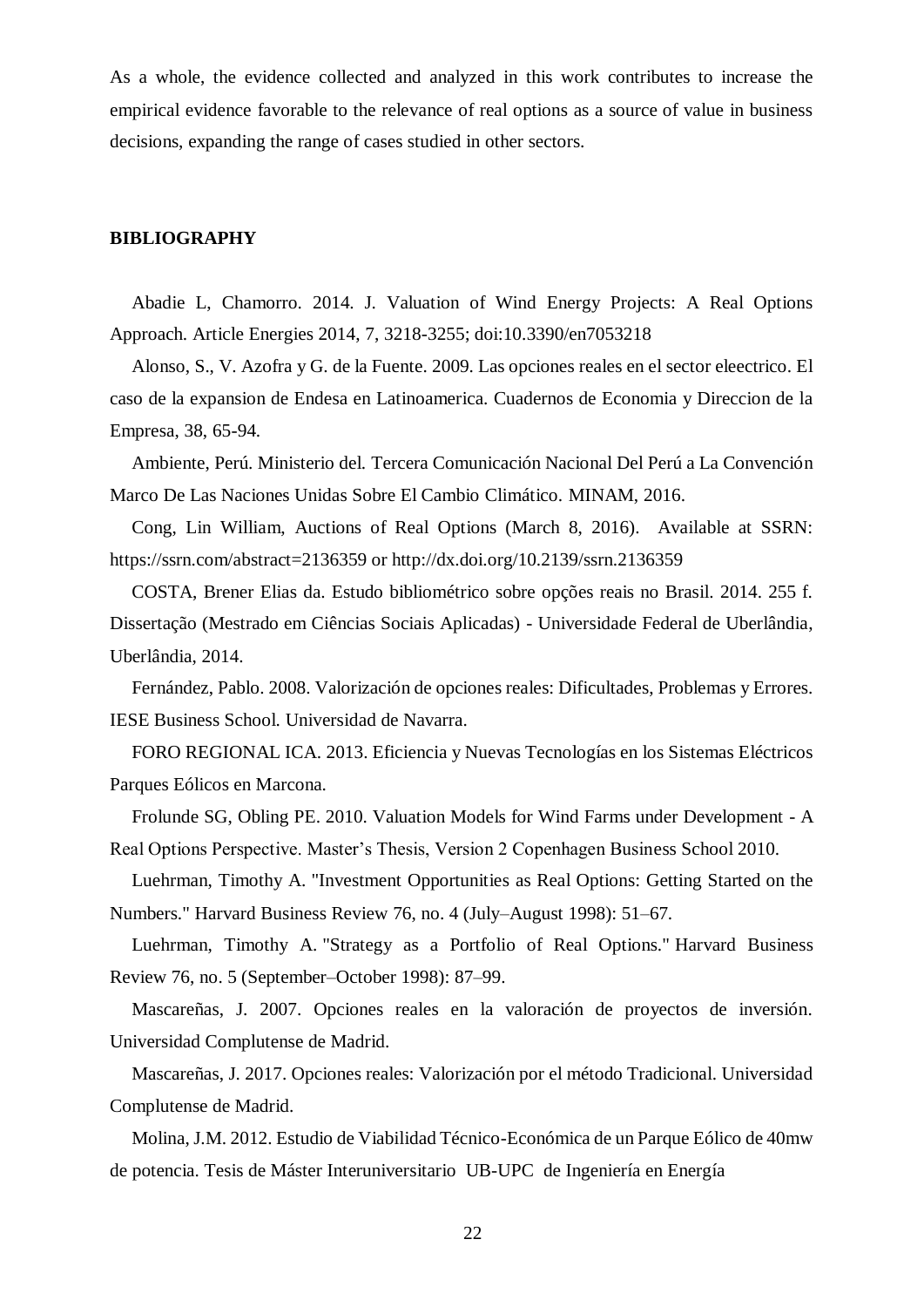As a whole, the evidence collected and analyzed in this work contributes to increase the empirical evidence favorable to the relevance of real options as a source of value in business decisions, expanding the range of cases studied in other sectors.

## BIBLIOGRAPHY

Abadie L, Chamorro. 2014. J. Valuation of Wind Energy Projects: A Real Options Approach. Article Energies 2014, 7, 3218-3255; doi:10.3390/en7053218

Alonso, S., V. Azofra y G. de la Fuente. 2009. Las opciones reales en el sector eleectrico. El caso de la expansion de Endesa en Latinoamerica. Cuadernos de Economia y Direccion de la Empresa, 38, 65-94.

Ambiente, Perú. Ministerio del. Tercera Comunicación Nacional Del Perú a La Convención Marco De Las Naciones Unidas Sobre El Cambio Climático. MINAM, 2016.

Cong, Lin William, Auctions of Real Options (March 8, 2016). Available at SSRN: https://ssrn.com/abstract=2136359 or http://dx.doi.org/10.2139/ssrn.2136359

COSTA, Brener Elias da. Estudo bibliométrico sobre opções reais no Brasil. 2014. 255 f. Dissertação (Mestrado em Ciências Sociais Aplicadas) - Universidade Federal de Uberlândia, Uberlândia, 2014.

Fernández, Pablo. 2008. Valorización de opciones reales: Dificultades, Problemas y Errores. IESE Business School. Universidad de Navarra.

FORO REGIONAL ICA. 2013. Eficiencia y Nuevas Tecnologías en los Sistemas Eléctricos Parques Eólicos en Marcona.

Frolunde SG, Obling PE. 2010. Valuation Models for Wind Farms under Development - A Real Options Perspective. Master's Thesis, Version 2 Copenhagen Business School 2010.

Luehrman, Timothy A. "Investment Opportunities as Real Options: Getting Started on the Numbers." Harvard Business Review 76, no. 4 (July–August 1998): 51–67.

Luehrman, Timothy A. "Strategy as a Portfolio of Real Options." Harvard Business Review 76, no. 5 (September–October 1998): 87–99.

Mascareñas, J. 2007. Opciones reales en la valoración de proyectos de inversión. Universidad Complutense de Madrid.

Mascareñas, J. 2017. Opciones reales: Valorización por el método Tradicional. Universidad Complutense de Madrid.

Molina, J.M. 2012. Estudio de Viabilidad Técnico-Económica de un Parque Eólico de 40mw de potencia. Tesis de Máster Interuniversitario UB-UPC de Ingeniería en Energía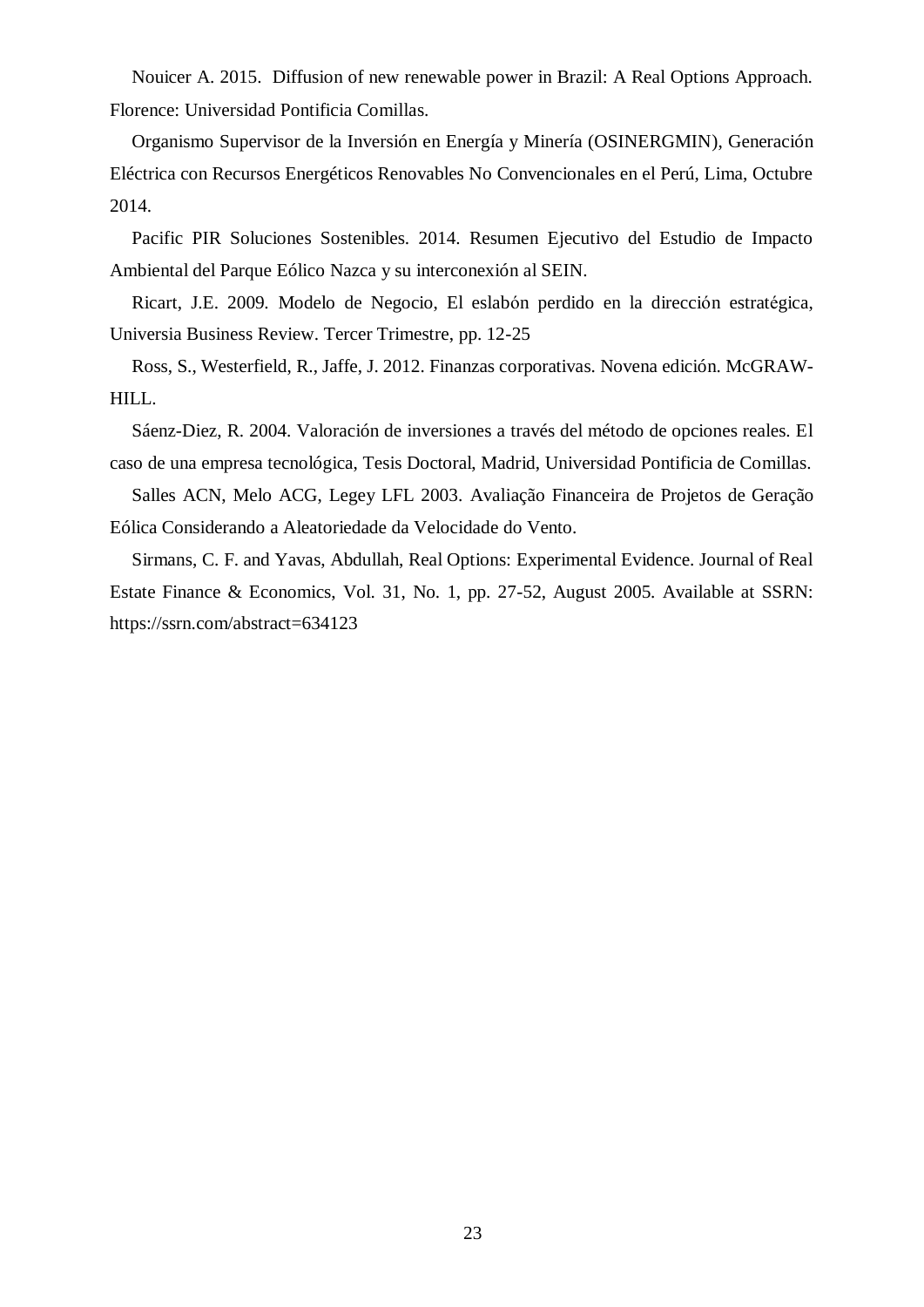Nouicer A. 2015. Diffusion of new renewable power in Brazil: A Real Options Approach. Florence: Universidad Pontificia Comillas.

Organismo Supervisor de la Inversión en Energía y Minería (OSINERGMIN), Generación Eléctrica con Recursos Energéticos Renovables No Convencionales en el Perú, Lima, Octubre 2014.

Pacific PIR Soluciones Sostenibles. 2014. Resumen Ejecutivo del Estudio de Impacto Ambiental del Parque Eólico Nazca y su interconexión al SEIN.

Ricart, J.E. 2009. Modelo de Negocio, El eslabón perdido en la dirección estratégica, Universia Business Review. Tercer Trimestre, pp. 12-25

Ross, S., Westerfield, R., Jaffe, J. 2012. Finanzas corporativas. Novena edición. McGRAW-HILL.

Sáenz-Diez, R. 2004. Valoración de inversiones a través del método de opciones reales. El caso de una empresa tecnológica, Tesis Doctoral, Madrid, Universidad Pontificia de Comillas.

Salles ACN, Melo ACG, Legey LFL 2003. Avaliação Financeira de Projetos de Geração Eólica Considerando a Aleatoriedade da Velocidade do Vento.

Sirmans, C. F. and Yavas, Abdullah, Real Options: Experimental Evidence. Journal of Real Estate Finance & Economics, Vol. 31, No. 1, pp. 27-52, August 2005. Available at SSRN: https://ssrn.com/abstract=634123